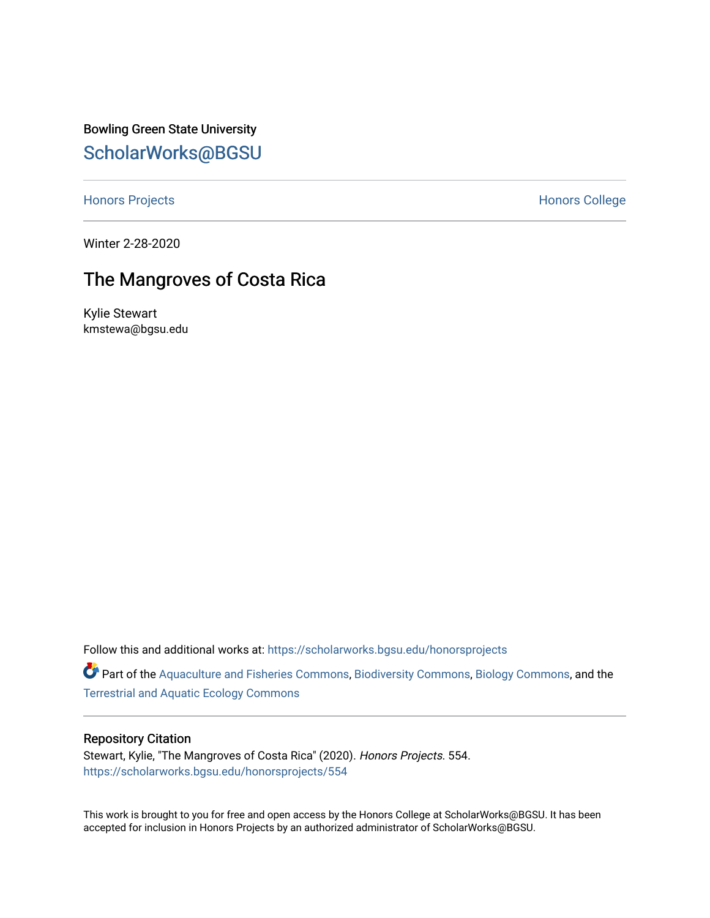Bowling Green State University

ScholarWorks@BGSU

Honors Projects

Honors College

Winter 2-28-2020

# The Mangroves of Costa Rica

Kylie Stewart
kmstewa@bgsu.edu

Follow this and additional works at: https://scholarworks.bgsu.edu/honorsprojects

Part of the Aquaculture and Fisheries Commons, Biodiversity Commons, Biology Commons, and the Terrestrial and Aquatic Ecology Commons

## Repository Citation

Stewart, Kylie, "The Mangroves of Costa Rica" (2020). *Honors Projects*. 554.
https://scholarworks.bgsu.edu/honorsprojects/554

This work is brought to you for free and open access by the Honors College at ScholarWorks@BGSU. It has been accepted for inclusion in Honors Projects by an authorized administrator of ScholarWorks@BGSU.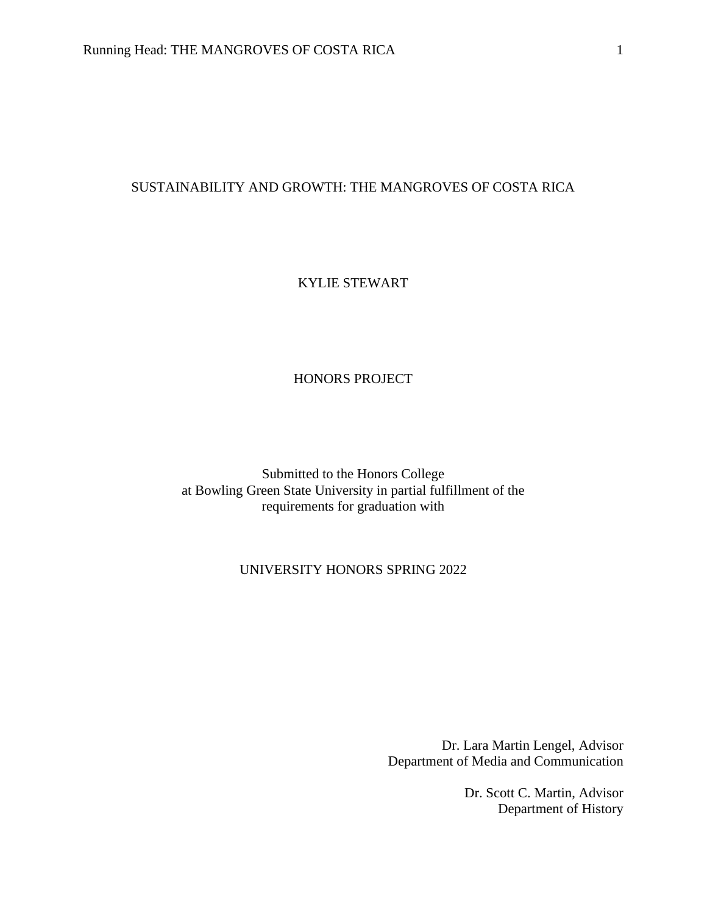# SUSTAINABILITY AND GROWTH: THE MANGROVES OF COSTA RICA

KYLIE STEWART

HONORS PROJECT

Submitted to the Honors College
at Bowling Green State University in partial fulfillment of the
requirements for graduation with

UNIVERSITY HONORS SPRING 2022

Dr. Lara Martin Lengel, Advisor
Department of Media and Communication

Dr. Scott C. Martin, Advisor
Department of History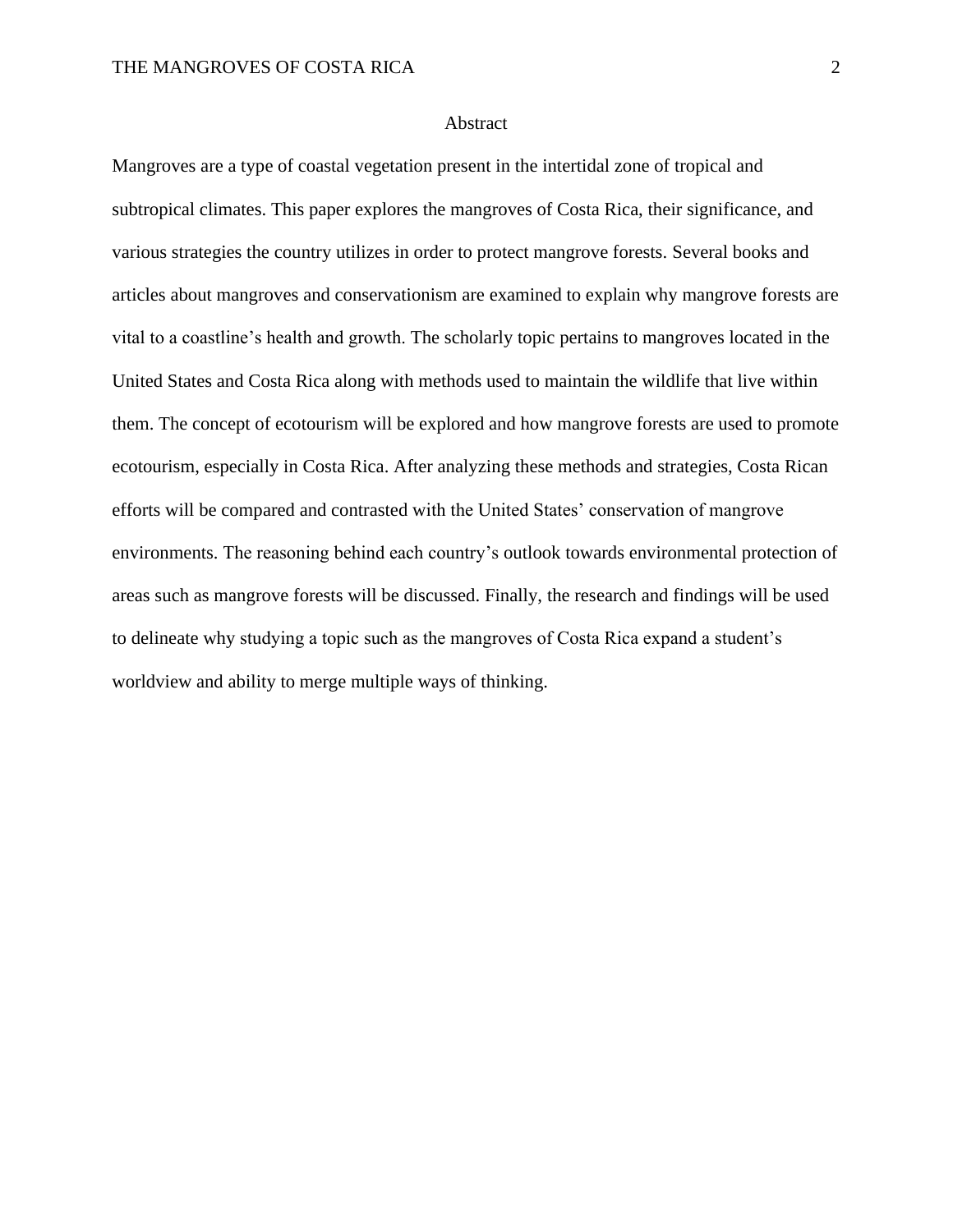# Abstract

Mangroves are a type of coastal vegetation present in the intertidal zone of tropical and subtropical climates. This paper explores the mangroves of Costa Rica, their significance, and various strategies the country utilizes in order to protect mangrove forests. Several books and articles about mangroves and conservationism are examined to explain why mangrove forests are vital to a coastline's health and growth. The scholarly topic pertains to mangroves located in the United States and Costa Rica along with methods used to maintain the wildlife that live within them. The concept of ecotourism will be explored and how mangrove forests are used to promote ecotourism, especially in Costa Rica. After analyzing these methods and strategies, Costa Rican efforts will be compared and contrasted with the United States' conservation of mangrove environments. The reasoning behind each country's outlook towards environmental protection of areas such as mangrove forests will be discussed. Finally, the research and findings will be used to delineate why studying a topic such as the mangroves of Costa Rica expand a student's worldview and ability to merge multiple ways of thinking.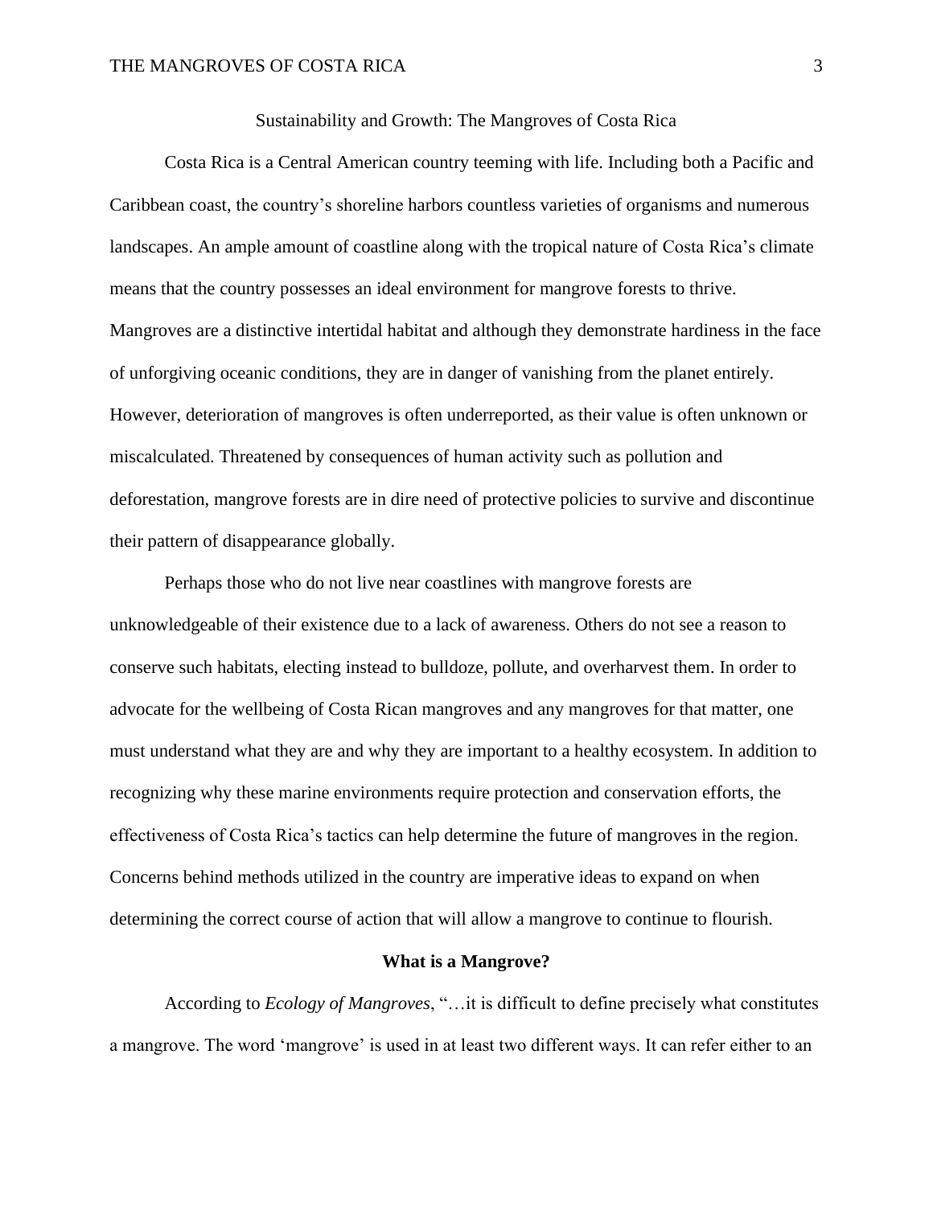Sustainability and Growth: The Mangroves of Costa Rica

Costa Rica is a Central American country teeming with life. Including both a Pacific and Caribbean coast, the country's shoreline harbors countless varieties of organisms and numerous landscapes. An ample amount of coastline along with the tropical nature of Costa Rica's climate means that the country possesses an ideal environment for mangrove forests to thrive. Mangroves are a distinctive intertidal habitat and although they demonstrate hardiness in the face of unforgiving oceanic conditions, they are in danger of vanishing from the planet entirely. However, deterioration of mangroves is often underreported, as their value is often unknown or miscalculated. Threatened by consequences of human activity such as pollution and deforestation, mangrove forests are in dire need of protective policies to survive and discontinue their pattern of disappearance globally.

Perhaps those who do not live near coastlines with mangrove forests are unknowledgeable of their existence due to a lack of awareness. Others do not see a reason to conserve such habitats, electing instead to bulldoze, pollute, and overharvest them. In order to advocate for the wellbeing of Costa Rican mangroves and any mangroves for that matter, one must understand what they are and why they are important to a healthy ecosystem. In addition to recognizing why these marine environments require protection and conservation efforts, the effectiveness of Costa Rica's tactics can help determine the future of mangroves in the region. Concerns behind methods utilized in the country are imperative ideas to expand on when determining the correct course of action that will allow a mangrove to continue to flourish.

## What is a Mangrove?

According to *Ecology of Mangroves*, "…it is difficult to define precisely what constitutes a mangrove. The word 'mangrove' is used in at least two different ways. It can refer either to an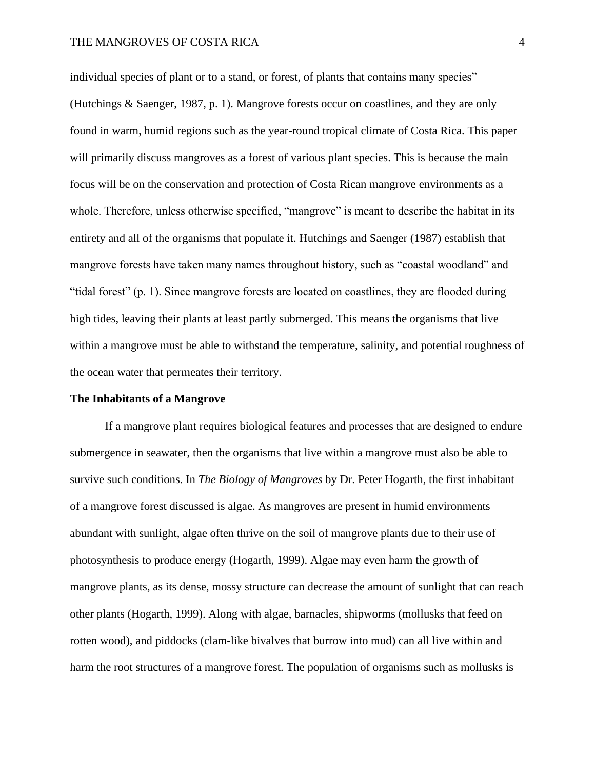individual species of plant or to a stand, or forest, of plants that contains many species" (Hutchings & Saenger, 1987, p. 1). Mangrove forests occur on coastlines, and they are only found in warm, humid regions such as the year-round tropical climate of Costa Rica. This paper will primarily discuss mangroves as a forest of various plant species. This is because the main focus will be on the conservation and protection of Costa Rican mangrove environments as a whole. Therefore, unless otherwise specified, "mangrove" is meant to describe the habitat in its entirety and all of the organisms that populate it. Hutchings and Saenger (1987) establish that mangrove forests have taken many names throughout history, such as "coastal woodland" and "tidal forest" (p. 1). Since mangrove forests are located on coastlines, they are flooded during high tides, leaving their plants at least partly submerged. This means the organisms that live within a mangrove must be able to withstand the temperature, salinity, and potential roughness of the ocean water that permeates their territory.

## The Inhabitants of a Mangrove

If a mangrove plant requires biological features and processes that are designed to endure submergence in seawater, then the organisms that live within a mangrove must also be able to survive such conditions. In *The Biology of Mangroves* by Dr. Peter Hogarth, the first inhabitant of a mangrove forest discussed is algae. As mangroves are present in humid environments abundant with sunlight, algae often thrive on the soil of mangrove plants due to their use of photosynthesis to produce energy (Hogarth, 1999). Algae may even harm the growth of mangrove plants, as its dense, mossy structure can decrease the amount of sunlight that can reach other plants (Hogarth, 1999). Along with algae, barnacles, shipworms (mollusks that feed on rotten wood), and piddocks (clam-like bivalves that burrow into mud) can all live within and harm the root structures of a mangrove forest. The population of organisms such as mollusks is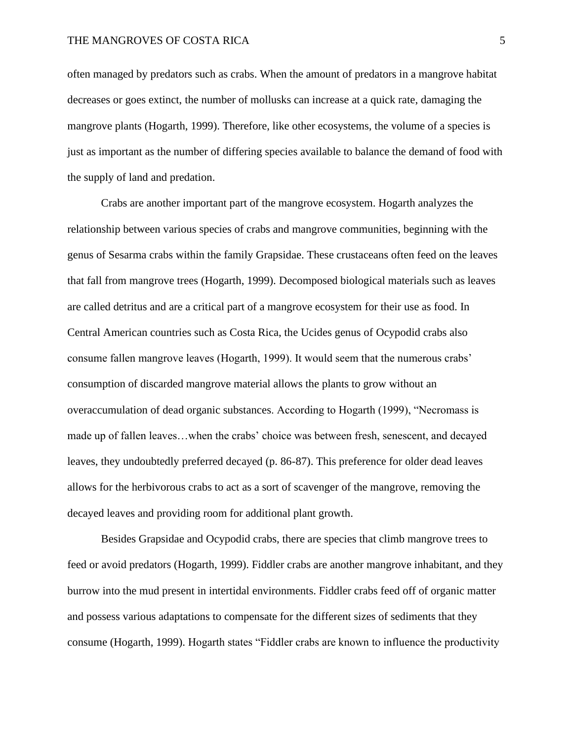often managed by predators such as crabs. When the amount of predators in a mangrove habitat decreases or goes extinct, the number of mollusks can increase at a quick rate, damaging the mangrove plants (Hogarth, 1999). Therefore, like other ecosystems, the volume of a species is just as important as the number of differing species available to balance the demand of food with the supply of land and predation.

Crabs are another important part of the mangrove ecosystem. Hogarth analyzes the relationship between various species of crabs and mangrove communities, beginning with the genus of Sesarma crabs within the family Grapsidae. These crustaceans often feed on the leaves that fall from mangrove trees (Hogarth, 1999). Decomposed biological materials such as leaves are called detritus and are a critical part of a mangrove ecosystem for their use as food. In Central American countries such as Costa Rica, the Ucides genus of Ocypodid crabs also consume fallen mangrove leaves (Hogarth, 1999). It would seem that the numerous crabs' consumption of discarded mangrove material allows the plants to grow without an overaccumulation of dead organic substances. According to Hogarth (1999), "Necromass is made up of fallen leaves…when the crabs' choice was between fresh, senescent, and decayed leaves, they undoubtedly preferred decayed (p. 86-87). This preference for older dead leaves allows for the herbivorous crabs to act as a sort of scavenger of the mangrove, removing the decayed leaves and providing room for additional plant growth.

Besides Grapsidae and Ocypodid crabs, there are species that climb mangrove trees to feed or avoid predators (Hogarth, 1999). Fiddler crabs are another mangrove inhabitant, and they burrow into the mud present in intertidal environments. Fiddler crabs feed off of organic matter and possess various adaptations to compensate for the different sizes of sediments that they consume (Hogarth, 1999). Hogarth states "Fiddler crabs are known to influence the productivity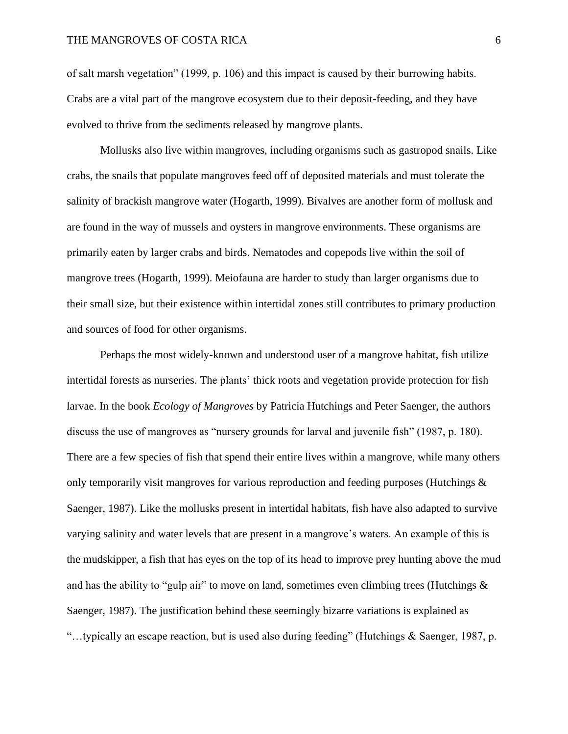of salt marsh vegetation" (1999, p. 106) and this impact is caused by their burrowing habits. Crabs are a vital part of the mangrove ecosystem due to their deposit-feeding, and they have evolved to thrive from the sediments released by mangrove plants.

Mollusks also live within mangroves, including organisms such as gastropod snails. Like crabs, the snails that populate mangroves feed off of deposited materials and must tolerate the salinity of brackish mangrove water (Hogarth, 1999). Bivalves are another form of mollusk and are found in the way of mussels and oysters in mangrove environments. These organisms are primarily eaten by larger crabs and birds. Nematodes and copepods live within the soil of mangrove trees (Hogarth, 1999). Meiofauna are harder to study than larger organisms due to their small size, but their existence within intertidal zones still contributes to primary production and sources of food for other organisms.

Perhaps the most widely-known and understood user of a mangrove habitat, fish utilize intertidal forests as nurseries. The plants' thick roots and vegetation provide protection for fish larvae. In the book *Ecology of Mangroves* by Patricia Hutchings and Peter Saenger, the authors discuss the use of mangroves as "nursery grounds for larval and juvenile fish" (1987, p. 180). There are a few species of fish that spend their entire lives within a mangrove, while many others only temporarily visit mangroves for various reproduction and feeding purposes (Hutchings & Saenger, 1987). Like the mollusks present in intertidal habitats, fish have also adapted to survive varying salinity and water levels that are present in a mangrove's waters. An example of this is the mudskipper, a fish that has eyes on the top of its head to improve prey hunting above the mud and has the ability to "gulp air" to move on land, sometimes even climbing trees (Hutchings & Saenger, 1987). The justification behind these seemingly bizarre variations is explained as "…typically an escape reaction, but is used also during feeding" (Hutchings & Saenger, 1987, p.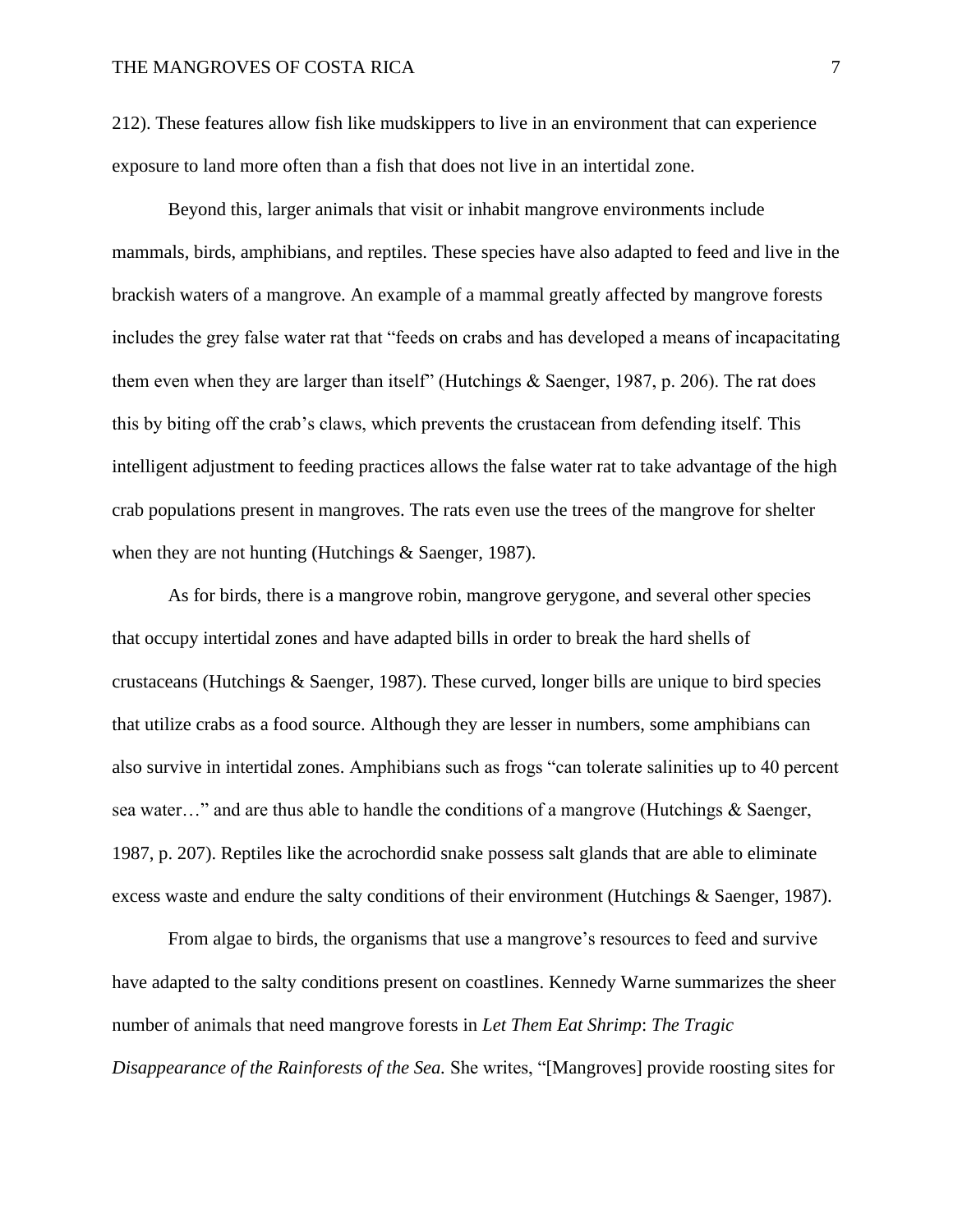212). These features allow fish like mudskippers to live in an environment that can experience exposure to land more often than a fish that does not live in an intertidal zone.

Beyond this, larger animals that visit or inhabit mangrove environments include mammals, birds, amphibians, and reptiles. These species have also adapted to feed and live in the brackish waters of a mangrove. An example of a mammal greatly affected by mangrove forests includes the grey false water rat that "feeds on crabs and has developed a means of incapacitating them even when they are larger than itself" (Hutchings & Saenger, 1987, p. 206). The rat does this by biting off the crab's claws, which prevents the crustacean from defending itself. This intelligent adjustment to feeding practices allows the false water rat to take advantage of the high crab populations present in mangroves. The rats even use the trees of the mangrove for shelter when they are not hunting (Hutchings & Saenger, 1987).

As for birds, there is a mangrove robin, mangrove gerygone, and several other species that occupy intertidal zones and have adapted bills in order to break the hard shells of crustaceans (Hutchings & Saenger, 1987). These curved, longer bills are unique to bird species that utilize crabs as a food source. Although they are lesser in numbers, some amphibians can also survive in intertidal zones. Amphibians such as frogs "can tolerate salinities up to 40 percent sea water…" and are thus able to handle the conditions of a mangrove (Hutchings & Saenger, 1987, p. 207). Reptiles like the acrochordid snake possess salt glands that are able to eliminate excess waste and endure the salty conditions of their environment (Hutchings & Saenger, 1987).

From algae to birds, the organisms that use a mangrove's resources to feed and survive have adapted to the salty conditions present on coastlines. Kennedy Warne summarizes the sheer number of animals that need mangrove forests in *Let Them Eat Shrimp*: *The Tragic Disappearance of the Rainforests of the Sea.* She writes, "[Mangroves] provide roosting sites for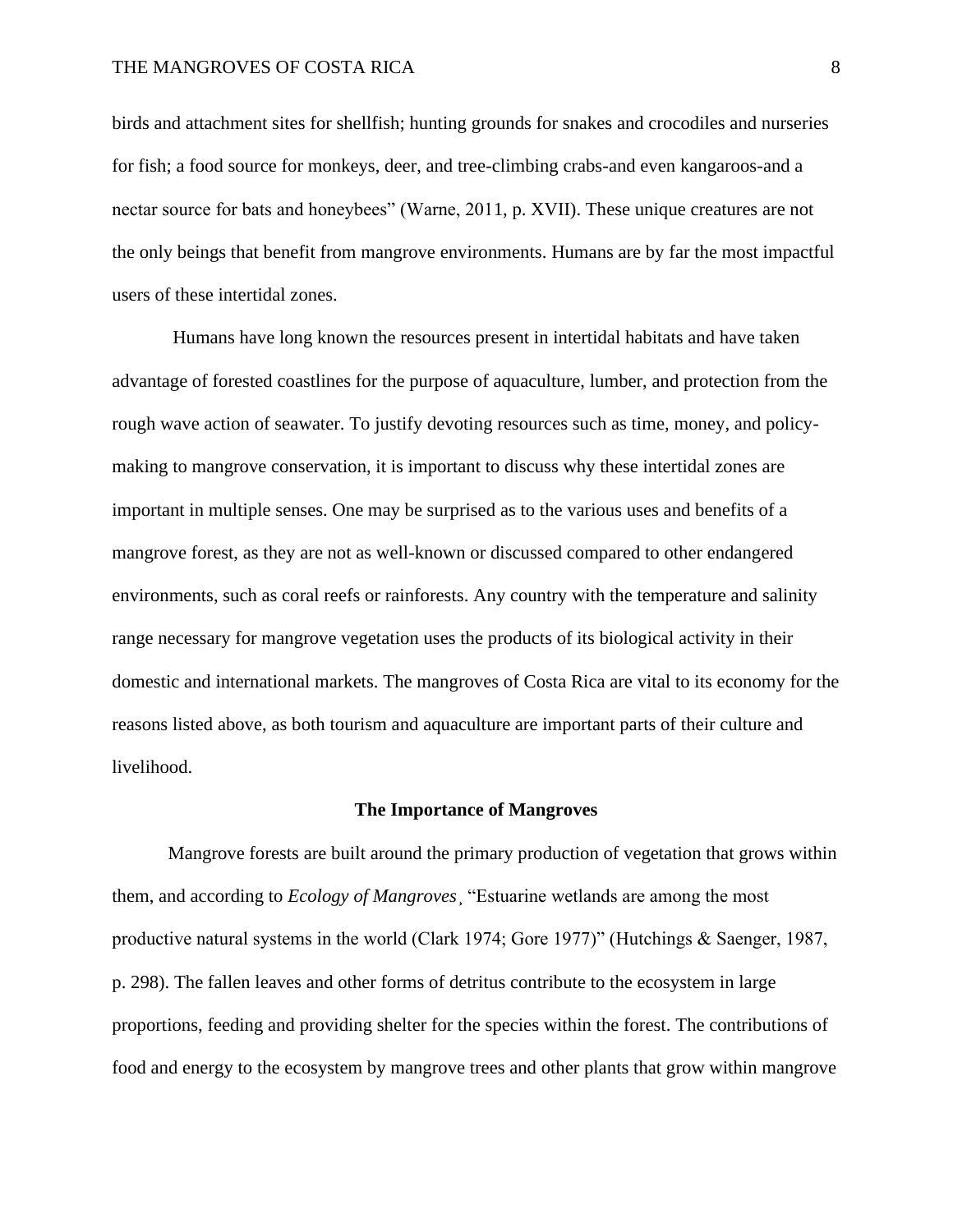birds and attachment sites for shellfish; hunting grounds for snakes and crocodiles and nurseries for fish; a food source for monkeys, deer, and tree-climbing crabs-and even kangaroos-and a nectar source for bats and honeybees" (Warne, 2011, p. XVII). These unique creatures are not the only beings that benefit from mangrove environments. Humans are by far the most impactful users of these intertidal zones.

Humans have long known the resources present in intertidal habitats and have taken advantage of forested coastlines for the purpose of aquaculture, lumber, and protection from the rough wave action of seawater. To justify devoting resources such as time, money, and policy-making to mangrove conservation, it is important to discuss why these intertidal zones are important in multiple senses. One may be surprised as to the various uses and benefits of a mangrove forest, as they are not as well-known or discussed compared to other endangered environments, such as coral reefs or rainforests. Any country with the temperature and salinity range necessary for mangrove vegetation uses the products of its biological activity in their domestic and international markets. The mangroves of Costa Rica are vital to its economy for the reasons listed above, as both tourism and aquaculture are important parts of their culture and livelihood.

## The Importance of Mangroves

Mangrove forests are built around the primary production of vegetation that grows within them, and according to *Ecology of Mangroves*¸ "Estuarine wetlands are among the most productive natural systems in the world (Clark 1974; Gore 1977)" (Hutchings & Saenger, 1987, p. 298). The fallen leaves and other forms of detritus contribute to the ecosystem in large proportions, feeding and providing shelter for the species within the forest. The contributions of food and energy to the ecosystem by mangrove trees and other plants that grow within mangrove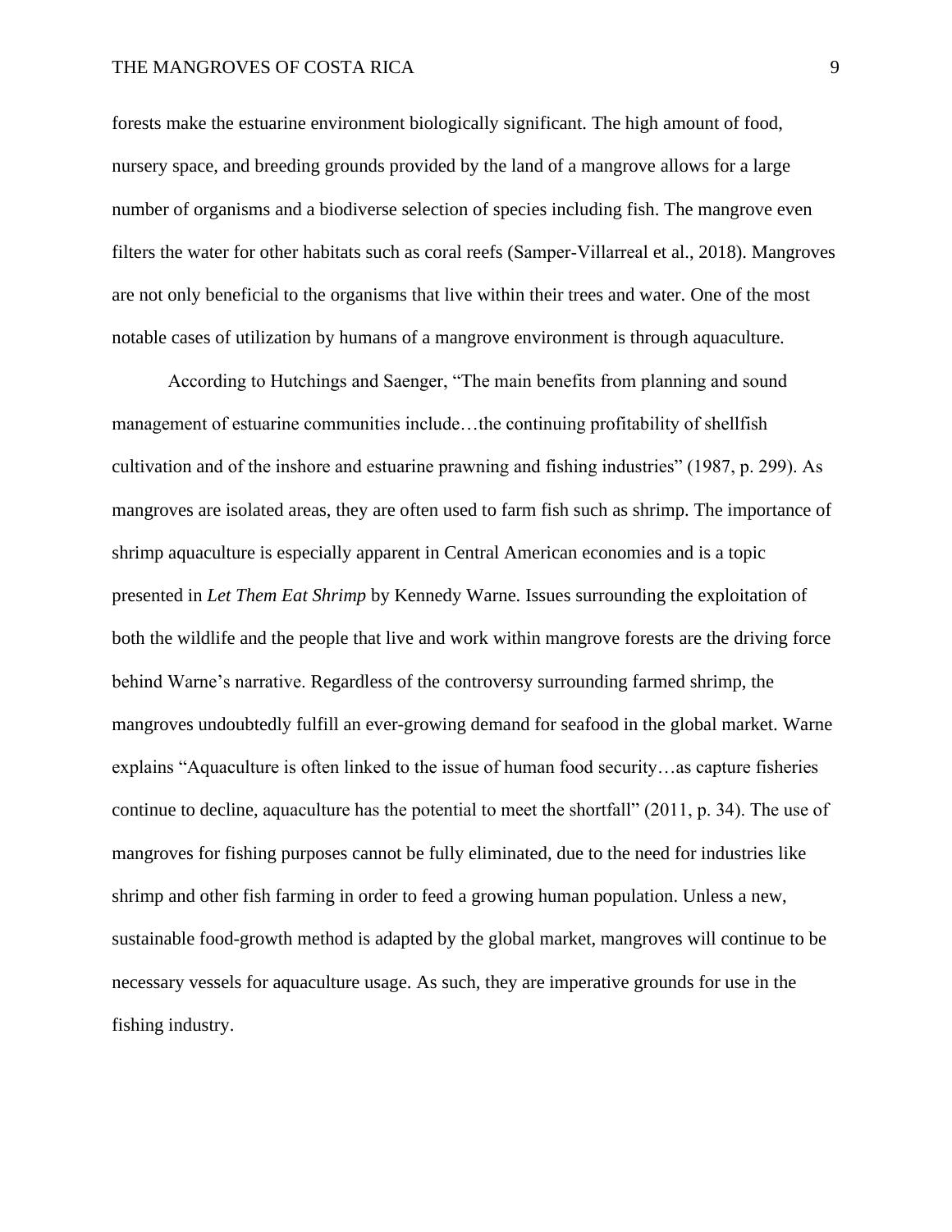forests make the estuarine environment biologically significant. The high amount of food, nursery space, and breeding grounds provided by the land of a mangrove allows for a large number of organisms and a biodiverse selection of species including fish. The mangrove even filters the water for other habitats such as coral reefs (Samper-Villarreal et al., 2018). Mangroves are not only beneficial to the organisms that live within their trees and water. One of the most notable cases of utilization by humans of a mangrove environment is through aquaculture.

According to Hutchings and Saenger, "The main benefits from planning and sound management of estuarine communities include…the continuing profitability of shellfish cultivation and of the inshore and estuarine prawning and fishing industries" (1987, p. 299). As mangroves are isolated areas, they are often used to farm fish such as shrimp. The importance of shrimp aquaculture is especially apparent in Central American economies and is a topic presented in *Let Them Eat Shrimp* by Kennedy Warne. Issues surrounding the exploitation of both the wildlife and the people that live and work within mangrove forests are the driving force behind Warne's narrative. Regardless of the controversy surrounding farmed shrimp, the mangroves undoubtedly fulfill an ever-growing demand for seafood in the global market. Warne explains "Aquaculture is often linked to the issue of human food security…as capture fisheries continue to decline, aquaculture has the potential to meet the shortfall" (2011, p. 34). The use of mangroves for fishing purposes cannot be fully eliminated, due to the need for industries like shrimp and other fish farming in order to feed a growing human population. Unless a new, sustainable food-growth method is adapted by the global market, mangroves will continue to be necessary vessels for aquaculture usage. As such, they are imperative grounds for use in the fishing industry.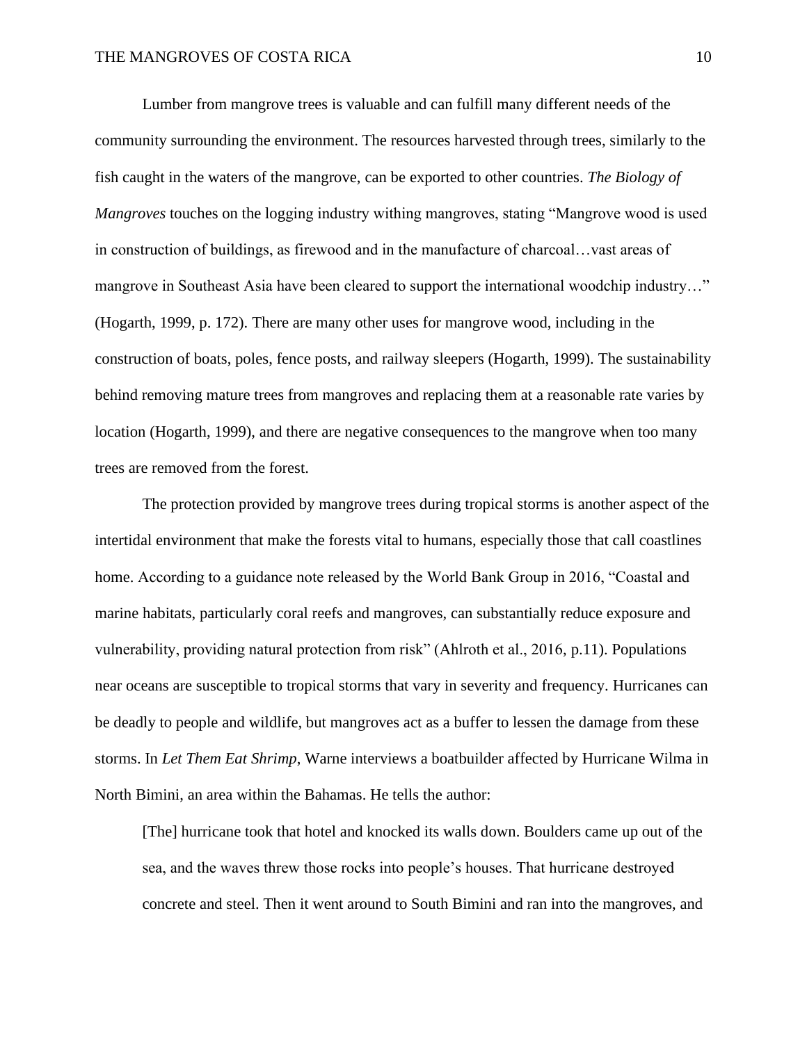Lumber from mangrove trees is valuable and can fulfill many different needs of the community surrounding the environment. The resources harvested through trees, similarly to the fish caught in the waters of the mangrove, can be exported to other countries. *The Biology of Mangroves* touches on the logging industry withing mangroves, stating "Mangrove wood is used in construction of buildings, as firewood and in the manufacture of charcoal…vast areas of mangrove in Southeast Asia have been cleared to support the international woodchip industry…" (Hogarth, 1999, p. 172). There are many other uses for mangrove wood, including in the construction of boats, poles, fence posts, and railway sleepers (Hogarth, 1999). The sustainability behind removing mature trees from mangroves and replacing them at a reasonable rate varies by location (Hogarth, 1999), and there are negative consequences to the mangrove when too many trees are removed from the forest.

The protection provided by mangrove trees during tropical storms is another aspect of the intertidal environment that make the forests vital to humans, especially those that call coastlines home. According to a guidance note released by the World Bank Group in 2016, "Coastal and marine habitats, particularly coral reefs and mangroves, can substantially reduce exposure and vulnerability, providing natural protection from risk" (Ahlroth et al., 2016, p.11). Populations near oceans are susceptible to tropical storms that vary in severity and frequency. Hurricanes can be deadly to people and wildlife, but mangroves act as a buffer to lessen the damage from these storms. In *Let Them Eat Shrimp*, Warne interviews a boatbuilder affected by Hurricane Wilma in North Bimini, an area within the Bahamas. He tells the author:

> [The] hurricane took that hotel and knocked its walls down. Boulders came up out of the sea, and the waves threw those rocks into people's houses. That hurricane destroyed concrete and steel. Then it went around to South Bimini and ran into the mangroves, and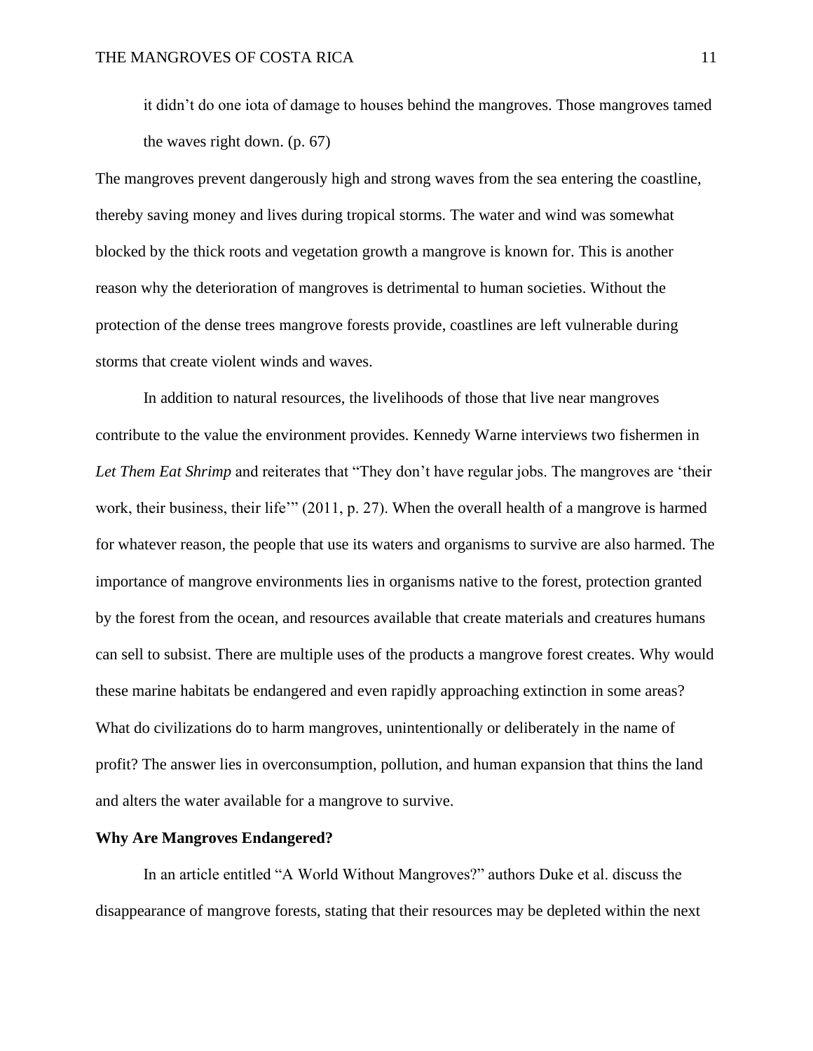> it didn't do one iota of damage to houses behind the mangroves. Those mangroves tamed the waves right down. (p. 67)

The mangroves prevent dangerously high and strong waves from the sea entering the coastline, thereby saving money and lives during tropical storms. The water and wind was somewhat blocked by the thick roots and vegetation growth a mangrove is known for. This is another reason why the deterioration of mangroves is detrimental to human societies. Without the protection of the dense trees mangrove forests provide, coastlines are left vulnerable during storms that create violent winds and waves.

In addition to natural resources, the livelihoods of those that live near mangroves contribute to the value the environment provides. Kennedy Warne interviews two fishermen in *Let Them Eat Shrimp* and reiterates that "They don't have regular jobs. The mangroves are 'their work, their business, their life'" (2011, p. 27). When the overall health of a mangrove is harmed for whatever reason, the people that use its waters and organisms to survive are also harmed. The importance of mangrove environments lies in organisms native to the forest, protection granted by the forest from the ocean, and resources available that create materials and creatures humans can sell to subsist. There are multiple uses of the products a mangrove forest creates. Why would these marine habitats be endangered and even rapidly approaching extinction in some areas? What do civilizations do to harm mangroves, unintentionally or deliberately in the name of profit? The answer lies in overconsumption, pollution, and human expansion that thins the land and alters the water available for a mangrove to survive.

**Why Are Mangroves Endangered?**

In an article entitled "A World Without Mangroves?" authors Duke et al. discuss the disappearance of mangrove forests, stating that their resources may be depleted within the next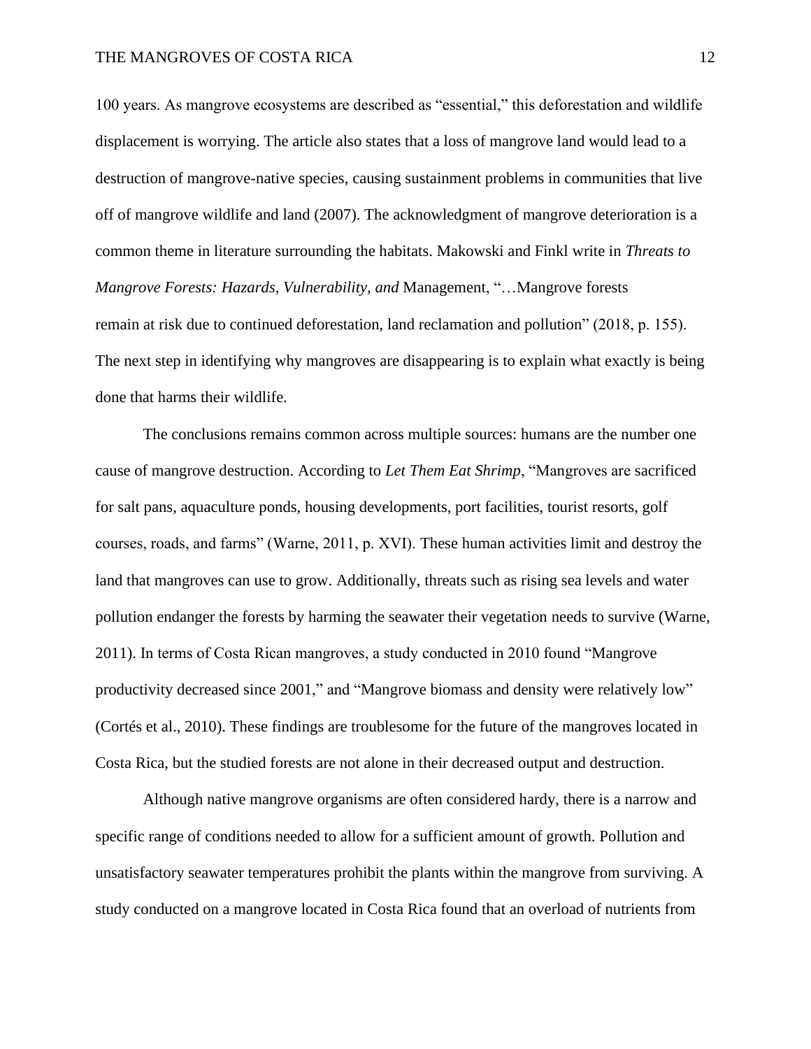100 years. As mangrove ecosystems are described as "essential," this deforestation and wildlife displacement is worrying. The article also states that a loss of mangrove land would lead to a destruction of mangrove-native species, causing sustainment problems in communities that live off of mangrove wildlife and land (2007). The acknowledgment of mangrove deterioration is a common theme in literature surrounding the habitats. Makowski and Finkl write in *Threats to Mangrove Forests: Hazards, Vulnerability, and* Management, "…Mangrove forests remain at risk due to continued deforestation, land reclamation and pollution" (2018, p. 155). The next step in identifying why mangroves are disappearing is to explain what exactly is being done that harms their wildlife.

The conclusions remains common across multiple sources: humans are the number one cause of mangrove destruction. According to *Let Them Eat Shrimp*, "Mangroves are sacrificed for salt pans, aquaculture ponds, housing developments, port facilities, tourist resorts, golf courses, roads, and farms" (Warne, 2011, p. XVI). These human activities limit and destroy the land that mangroves can use to grow. Additionally, threats such as rising sea levels and water pollution endanger the forests by harming the seawater their vegetation needs to survive (Warne, 2011). In terms of Costa Rican mangroves, a study conducted in 2010 found "Mangrove productivity decreased since 2001," and "Mangrove biomass and density were relatively low" (Cortés et al., 2010). These findings are troublesome for the future of the mangroves located in Costa Rica, but the studied forests are not alone in their decreased output and destruction.

Although native mangrove organisms are often considered hardy, there is a narrow and specific range of conditions needed to allow for a sufficient amount of growth. Pollution and unsatisfactory seawater temperatures prohibit the plants within the mangrove from surviving. A study conducted on a mangrove located in Costa Rica found that an overload of nutrients from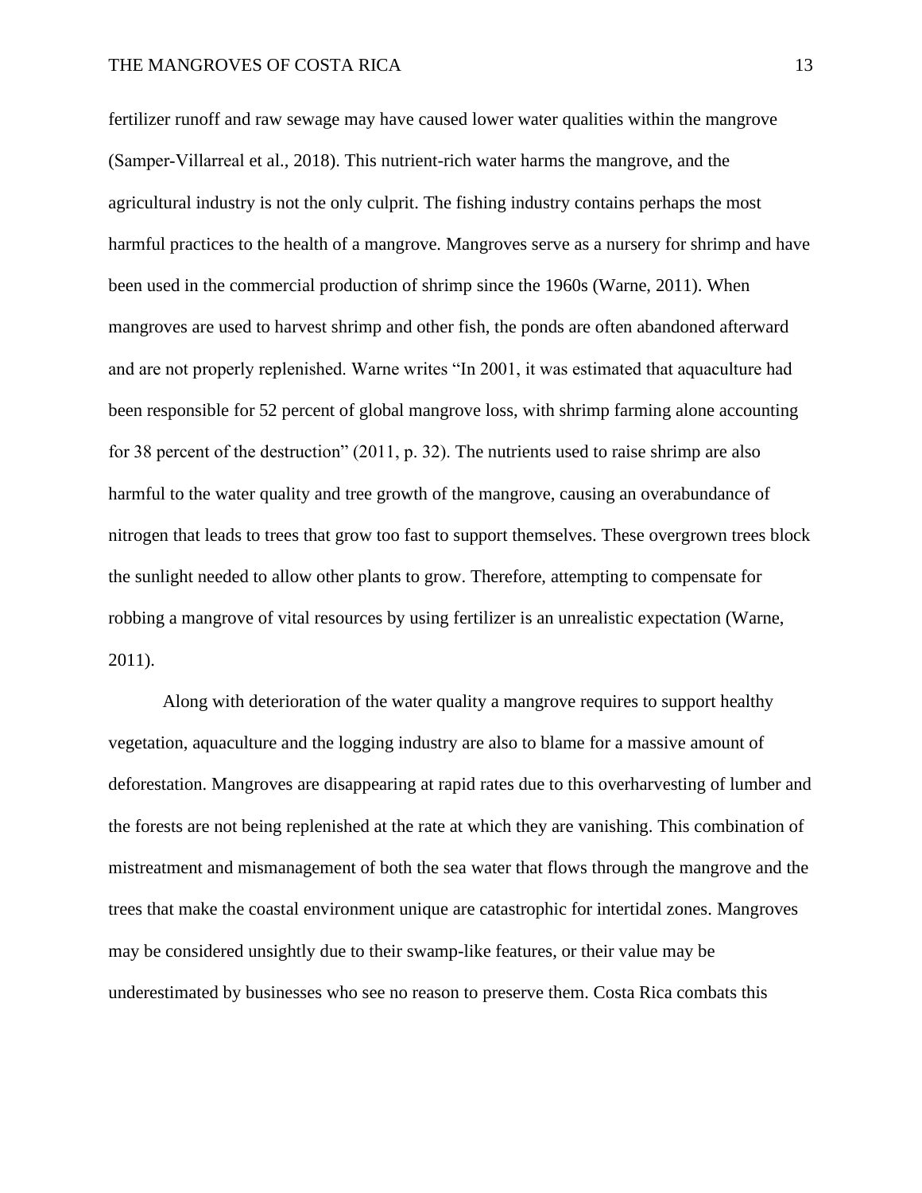fertilizer runoff and raw sewage may have caused lower water qualities within the mangrove (Samper-Villarreal et al., 2018). This nutrient-rich water harms the mangrove, and the agricultural industry is not the only culprit. The fishing industry contains perhaps the most harmful practices to the health of a mangrove. Mangroves serve as a nursery for shrimp and have been used in the commercial production of shrimp since the 1960s (Warne, 2011). When mangroves are used to harvest shrimp and other fish, the ponds are often abandoned afterward and are not properly replenished. Warne writes "In 2001, it was estimated that aquaculture had been responsible for 52 percent of global mangrove loss, with shrimp farming alone accounting for 38 percent of the destruction" (2011, p. 32). The nutrients used to raise shrimp are also harmful to the water quality and tree growth of the mangrove, causing an overabundance of nitrogen that leads to trees that grow too fast to support themselves. These overgrown trees block the sunlight needed to allow other plants to grow. Therefore, attempting to compensate for robbing a mangrove of vital resources by using fertilizer is an unrealistic expectation (Warne, 2011).

Along with deterioration of the water quality a mangrove requires to support healthy vegetation, aquaculture and the logging industry are also to blame for a massive amount of deforestation. Mangroves are disappearing at rapid rates due to this overharvesting of lumber and the forests are not being replenished at the rate at which they are vanishing. This combination of mistreatment and mismanagement of both the sea water that flows through the mangrove and the trees that make the coastal environment unique are catastrophic for intertidal zones. Mangroves may be considered unsightly due to their swamp-like features, or their value may be underestimated by businesses who see no reason to preserve them. Costa Rica combats this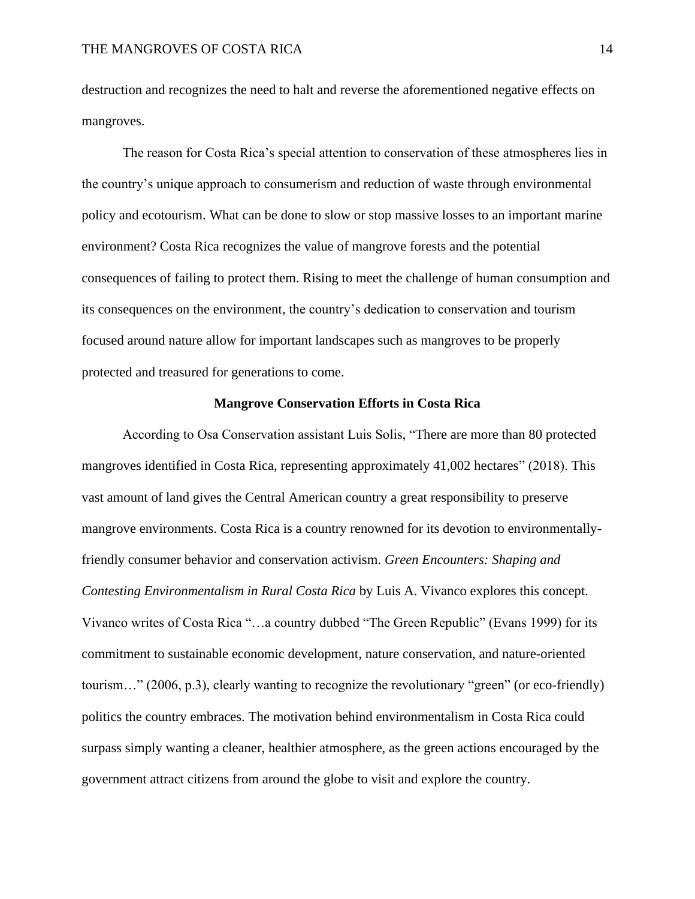destruction and recognizes the need to halt and reverse the aforementioned negative effects on mangroves.

The reason for Costa Rica's special attention to conservation of these atmospheres lies in the country's unique approach to consumerism and reduction of waste through environmental policy and ecotourism. What can be done to slow or stop massive losses to an important marine environment? Costa Rica recognizes the value of mangrove forests and the potential consequences of failing to protect them. Rising to meet the challenge of human consumption and its consequences on the environment, the country's dedication to conservation and tourism focused around nature allow for important landscapes such as mangroves to be properly protected and treasured for generations to come.

## Mangrove Conservation Efforts in Costa Rica

According to Osa Conservation assistant Luis Solis, "There are more than 80 protected mangroves identified in Costa Rica, representing approximately 41,002 hectares" (2018). This vast amount of land gives the Central American country a great responsibility to preserve mangrove environments. Costa Rica is a country renowned for its devotion to environmentally-friendly consumer behavior and conservation activism. *Green Encounters: Shaping and Contesting Environmentalism in Rural Costa Rica* by Luis A. Vivanco explores this concept. Vivanco writes of Costa Rica "…a country dubbed "The Green Republic" (Evans 1999) for its commitment to sustainable economic development, nature conservation, and nature-oriented tourism…" (2006, p.3), clearly wanting to recognize the revolutionary "green" (or eco-friendly) politics the country embraces. The motivation behind environmentalism in Costa Rica could surpass simply wanting a cleaner, healthier atmosphere, as the green actions encouraged by the government attract citizens from around the globe to visit and explore the country.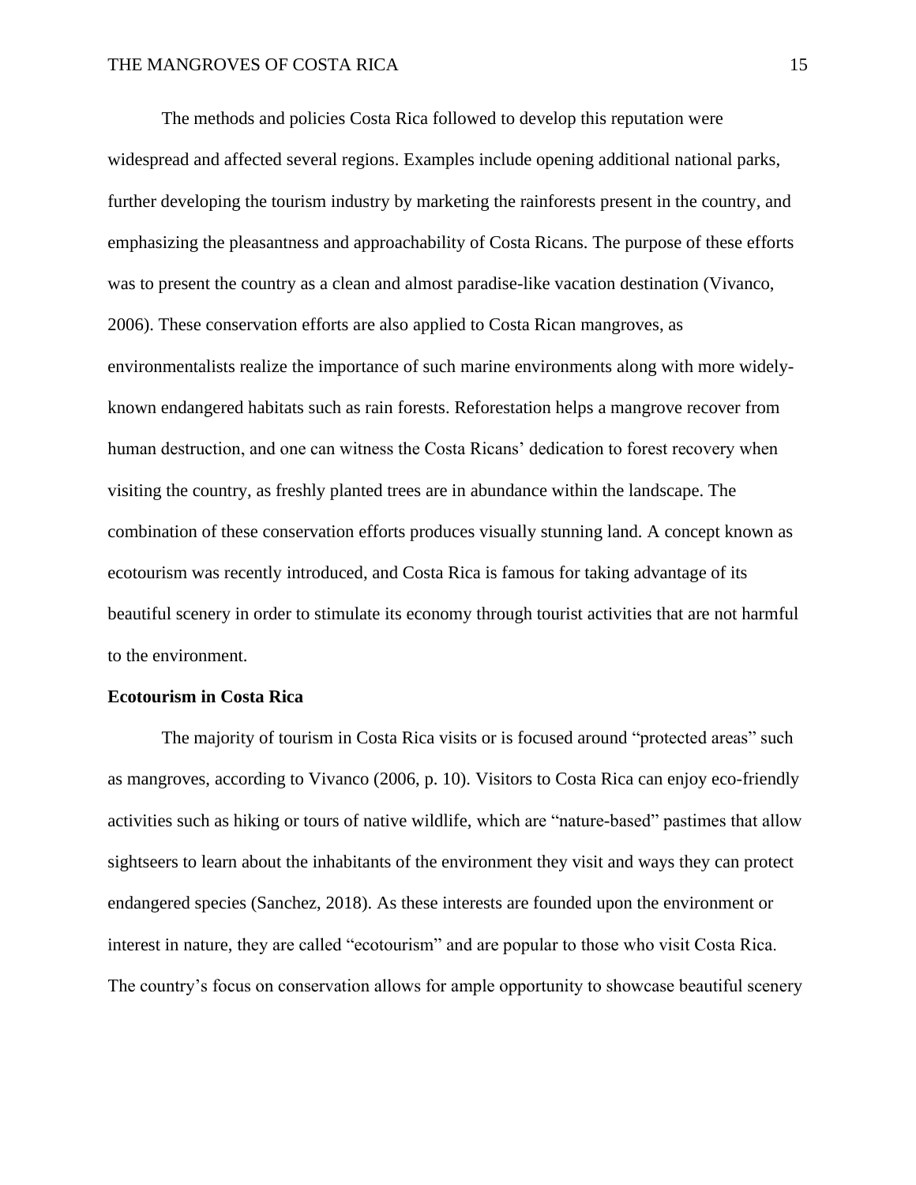The methods and policies Costa Rica followed to develop this reputation were widespread and affected several regions. Examples include opening additional national parks, further developing the tourism industry by marketing the rainforests present in the country, and emphasizing the pleasantness and approachability of Costa Ricans. The purpose of these efforts was to present the country as a clean and almost paradise-like vacation destination (Vivanco, 2006). These conservation efforts are also applied to Costa Rican mangroves, as environmentalists realize the importance of such marine environments along with more widely-known endangered habitats such as rain forests. Reforestation helps a mangrove recover from human destruction, and one can witness the Costa Ricans' dedication to forest recovery when visiting the country, as freshly planted trees are in abundance within the landscape. The combination of these conservation efforts produces visually stunning land. A concept known as ecotourism was recently introduced, and Costa Rica is famous for taking advantage of its beautiful scenery in order to stimulate its economy through tourist activities that are not harmful to the environment.

**Ecotourism in Costa Rica**

The majority of tourism in Costa Rica visits or is focused around "protected areas" such as mangroves, according to Vivanco (2006, p. 10). Visitors to Costa Rica can enjoy eco-friendly activities such as hiking or tours of native wildlife, which are "nature-based" pastimes that allow sightseers to learn about the inhabitants of the environment they visit and ways they can protect endangered species (Sanchez, 2018). As these interests are founded upon the environment or interest in nature, they are called "ecotourism" and are popular to those who visit Costa Rica. The country's focus on conservation allows for ample opportunity to showcase beautiful scenery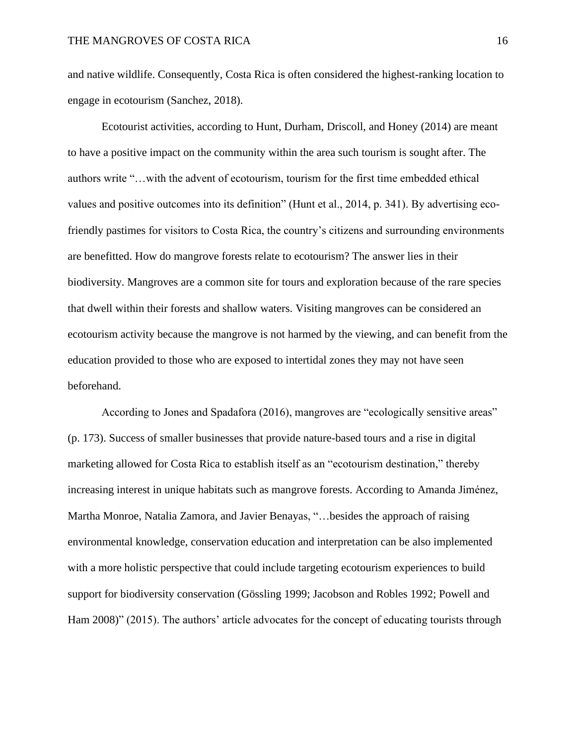and native wildlife. Consequently, Costa Rica is often considered the highest-ranking location to engage in ecotourism (Sanchez, 2018).

Ecotourist activities, according to Hunt, Durham, Driscoll, and Honey (2014) are meant to have a positive impact on the community within the area such tourism is sought after. The authors write "…with the advent of ecotourism, tourism for the first time embedded ethical values and positive outcomes into its definition" (Hunt et al., 2014, p. 341). By advertising eco-friendly pastimes for visitors to Costa Rica, the country's citizens and surrounding environments are benefitted. How do mangrove forests relate to ecotourism? The answer lies in their biodiversity. Mangroves are a common site for tours and exploration because of the rare species that dwell within their forests and shallow waters. Visiting mangroves can be considered an ecotourism activity because the mangrove is not harmed by the viewing, and can benefit from the education provided to those who are exposed to intertidal zones they may not have seen beforehand.

According to Jones and Spadafora (2016), mangroves are "ecologically sensitive areas" (p. 173). Success of smaller businesses that provide nature-based tours and a rise in digital marketing allowed for Costa Rica to establish itself as an "ecotourism destination," thereby increasing interest in unique habitats such as mangrove forests. According to Amanda Jiménez, Martha Monroe, Natalia Zamora, and Javier Benayas, "…besides the approach of raising environmental knowledge, conservation education and interpretation can be also implemented with a more holistic perspective that could include targeting ecotourism experiences to build support for biodiversity conservation (Gössling 1999; Jacobson and Robles 1992; Powell and Ham 2008)" (2015). The authors' article advocates for the concept of educating tourists through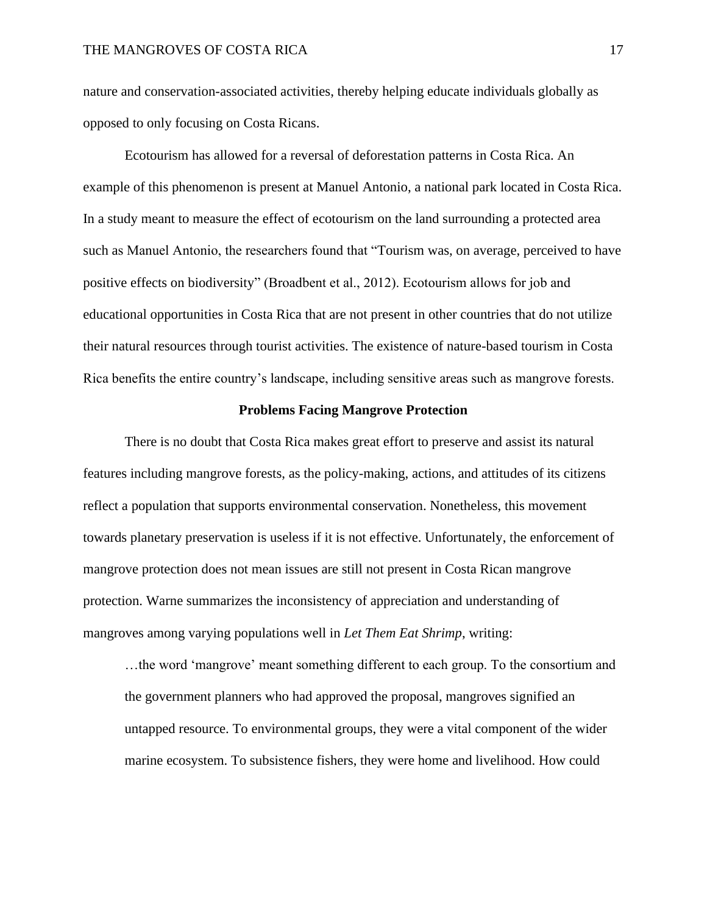nature and conservation-associated activities, thereby helping educate individuals globally as opposed to only focusing on Costa Ricans.

Ecotourism has allowed for a reversal of deforestation patterns in Costa Rica. An example of this phenomenon is present at Manuel Antonio, a national park located in Costa Rica. In a study meant to measure the effect of ecotourism on the land surrounding a protected area such as Manuel Antonio, the researchers found that "Tourism was, on average, perceived to have positive effects on biodiversity" (Broadbent et al., 2012). Ecotourism allows for job and educational opportunities in Costa Rica that are not present in other countries that do not utilize their natural resources through tourist activities. The existence of nature-based tourism in Costa Rica benefits the entire country's landscape, including sensitive areas such as mangrove forests.

## Problems Facing Mangrove Protection

There is no doubt that Costa Rica makes great effort to preserve and assist its natural features including mangrove forests, as the policy-making, actions, and attitudes of its citizens reflect a population that supports environmental conservation. Nonetheless, this movement towards planetary preservation is useless if it is not effective. Unfortunately, the enforcement of mangrove protection does not mean issues are still not present in Costa Rican mangrove protection. Warne summarizes the inconsistency of appreciation and understanding of mangroves among varying populations well in *Let Them Eat Shrimp*, writing:

> …the word 'mangrove' meant something different to each group. To the consortium and the government planners who had approved the proposal, mangroves signified an untapped resource. To environmental groups, they were a vital component of the wider marine ecosystem. To subsistence fishers, they were home and livelihood. How could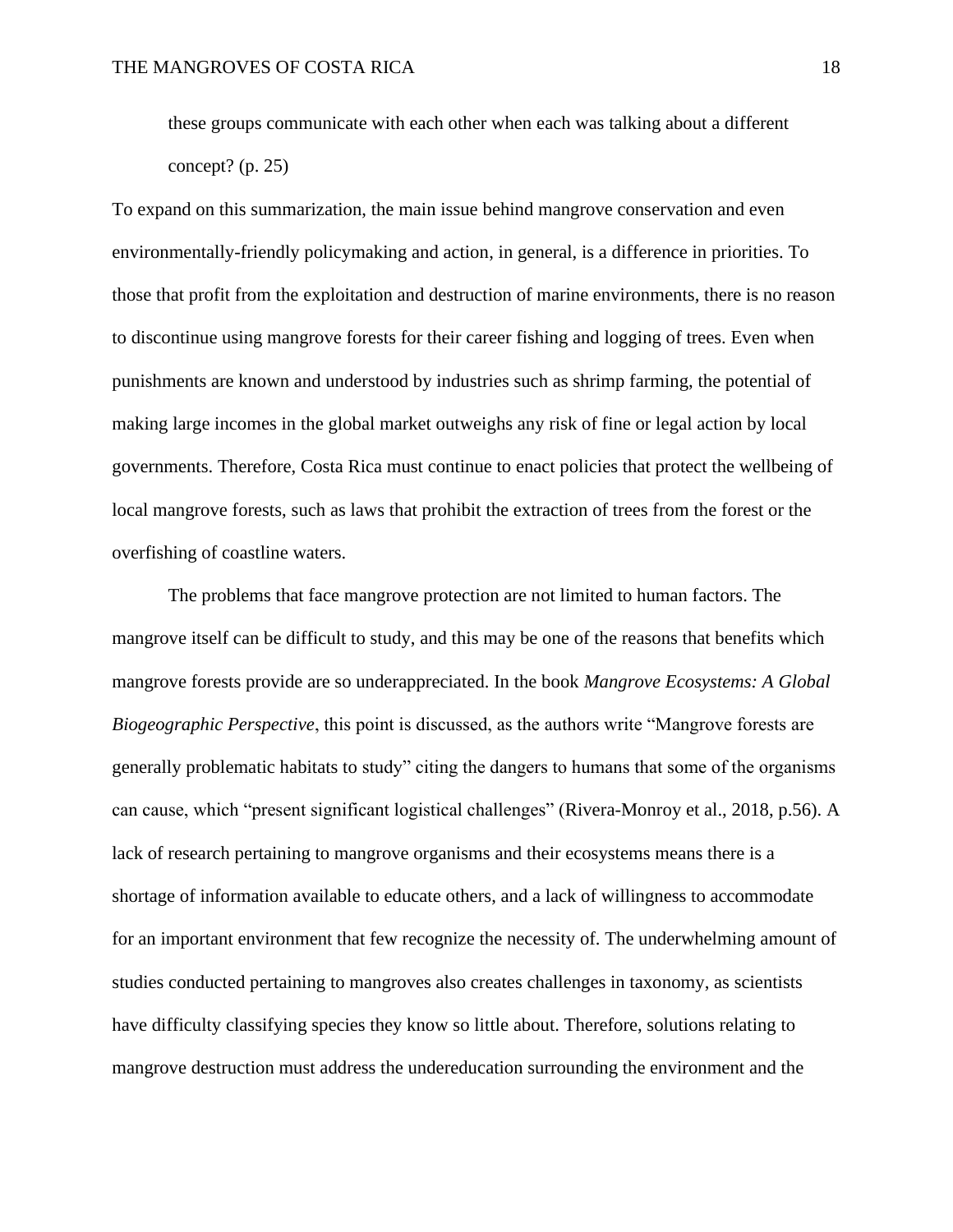> these groups communicate with each other when each was talking about a different concept? (p. 25)

To expand on this summarization, the main issue behind mangrove conservation and even environmentally-friendly policymaking and action, in general, is a difference in priorities. To those that profit from the exploitation and destruction of marine environments, there is no reason to discontinue using mangrove forests for their career fishing and logging of trees. Even when punishments are known and understood by industries such as shrimp farming, the potential of making large incomes in the global market outweighs any risk of fine or legal action by local governments. Therefore, Costa Rica must continue to enact policies that protect the wellbeing of local mangrove forests, such as laws that prohibit the extraction of trees from the forest or the overfishing of coastline waters.

The problems that face mangrove protection are not limited to human factors. The mangrove itself can be difficult to study, and this may be one of the reasons that benefits which mangrove forests provide are so underappreciated. In the book *Mangrove Ecosystems: A Global Biogeographic Perspective*, this point is discussed, as the authors write "Mangrove forests are generally problematic habitats to study" citing the dangers to humans that some of the organisms can cause, which "present significant logistical challenges" (Rivera-Monroy et al., 2018, p.56). A lack of research pertaining to mangrove organisms and their ecosystems means there is a shortage of information available to educate others, and a lack of willingness to accommodate for an important environment that few recognize the necessity of. The underwhelming amount of studies conducted pertaining to mangroves also creates challenges in taxonomy, as scientists have difficulty classifying species they know so little about. Therefore, solutions relating to mangrove destruction must address the undereducation surrounding the environment and the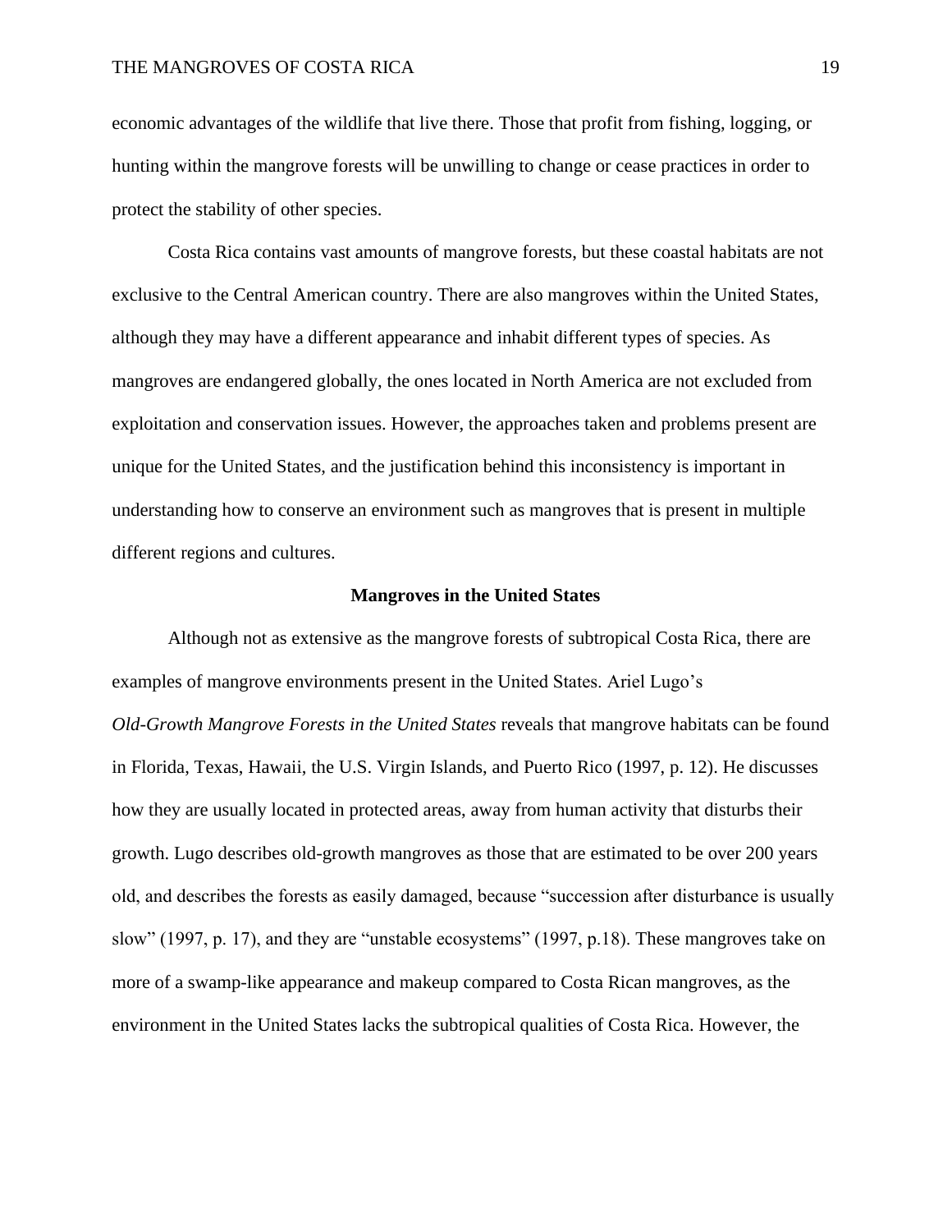economic advantages of the wildlife that live there. Those that profit from fishing, logging, or hunting within the mangrove forests will be unwilling to change or cease practices in order to protect the stability of other species.

Costa Rica contains vast amounts of mangrove forests, but these coastal habitats are not exclusive to the Central American country. There are also mangroves within the United States, although they may have a different appearance and inhabit different types of species. As mangroves are endangered globally, the ones located in North America are not excluded from exploitation and conservation issues. However, the approaches taken and problems present are unique for the United States, and the justification behind this inconsistency is important in understanding how to conserve an environment such as mangroves that is present in multiple different regions and cultures.

## Mangroves in the United States

Although not as extensive as the mangrove forests of subtropical Costa Rica, there are examples of mangrove environments present in the United States. Ariel Lugo's *Old-Growth Mangrove Forests in the United States* reveals that mangrove habitats can be found in Florida, Texas, Hawaii, the U.S. Virgin Islands, and Puerto Rico (1997, p. 12). He discusses how they are usually located in protected areas, away from human activity that disturbs their growth. Lugo describes old-growth mangroves as those that are estimated to be over 200 years old, and describes the forests as easily damaged, because "succession after disturbance is usually slow" (1997, p. 17), and they are "unstable ecosystems" (1997, p.18). These mangroves take on more of a swamp-like appearance and makeup compared to Costa Rican mangroves, as the environment in the United States lacks the subtropical qualities of Costa Rica. However, the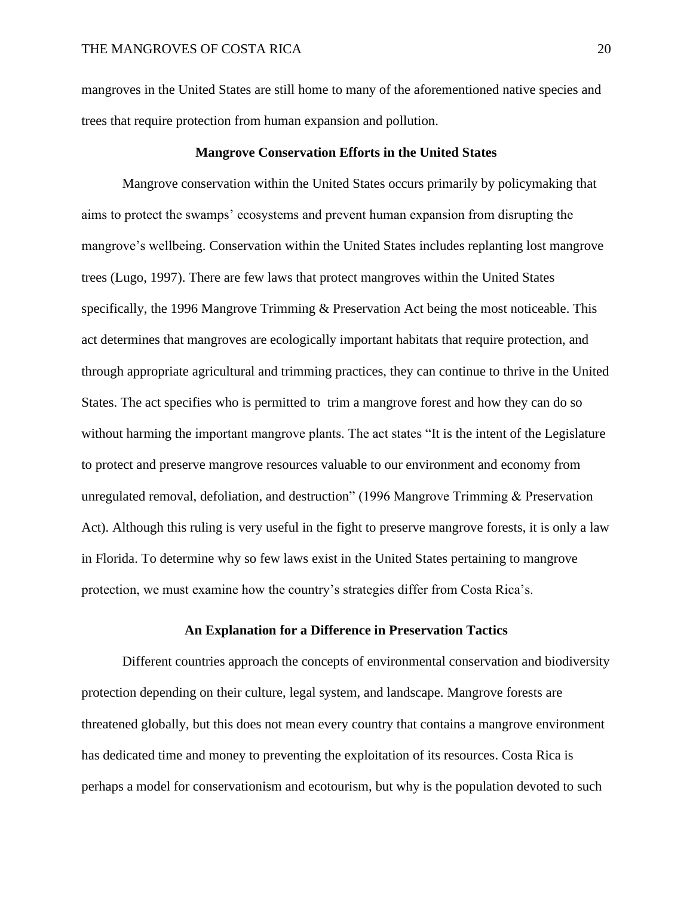mangroves in the United States are still home to many of the aforementioned native species and trees that require protection from human expansion and pollution.

## Mangrove Conservation Efforts in the United States

Mangrove conservation within the United States occurs primarily by policymaking that aims to protect the swamps' ecosystems and prevent human expansion from disrupting the mangrove's wellbeing. Conservation within the United States includes replanting lost mangrove trees (Lugo, 1997). There are few laws that protect mangroves within the United States specifically, the 1996 Mangrove Trimming & Preservation Act being the most noticeable. This act determines that mangroves are ecologically important habitats that require protection, and through appropriate agricultural and trimming practices, they can continue to thrive in the United States. The act specifies who is permitted to trim a mangrove forest and how they can do so without harming the important mangrove plants. The act states "It is the intent of the Legislature to protect and preserve mangrove resources valuable to our environment and economy from unregulated removal, defoliation, and destruction" (1996 Mangrove Trimming & Preservation Act). Although this ruling is very useful in the fight to preserve mangrove forests, it is only a law in Florida. To determine why so few laws exist in the United States pertaining to mangrove protection, we must examine how the country's strategies differ from Costa Rica's.

## An Explanation for a Difference in Preservation Tactics

Different countries approach the concepts of environmental conservation and biodiversity protection depending on their culture, legal system, and landscape. Mangrove forests are threatened globally, but this does not mean every country that contains a mangrove environment has dedicated time and money to preventing the exploitation of its resources. Costa Rica is perhaps a model for conservationism and ecotourism, but why is the population devoted to such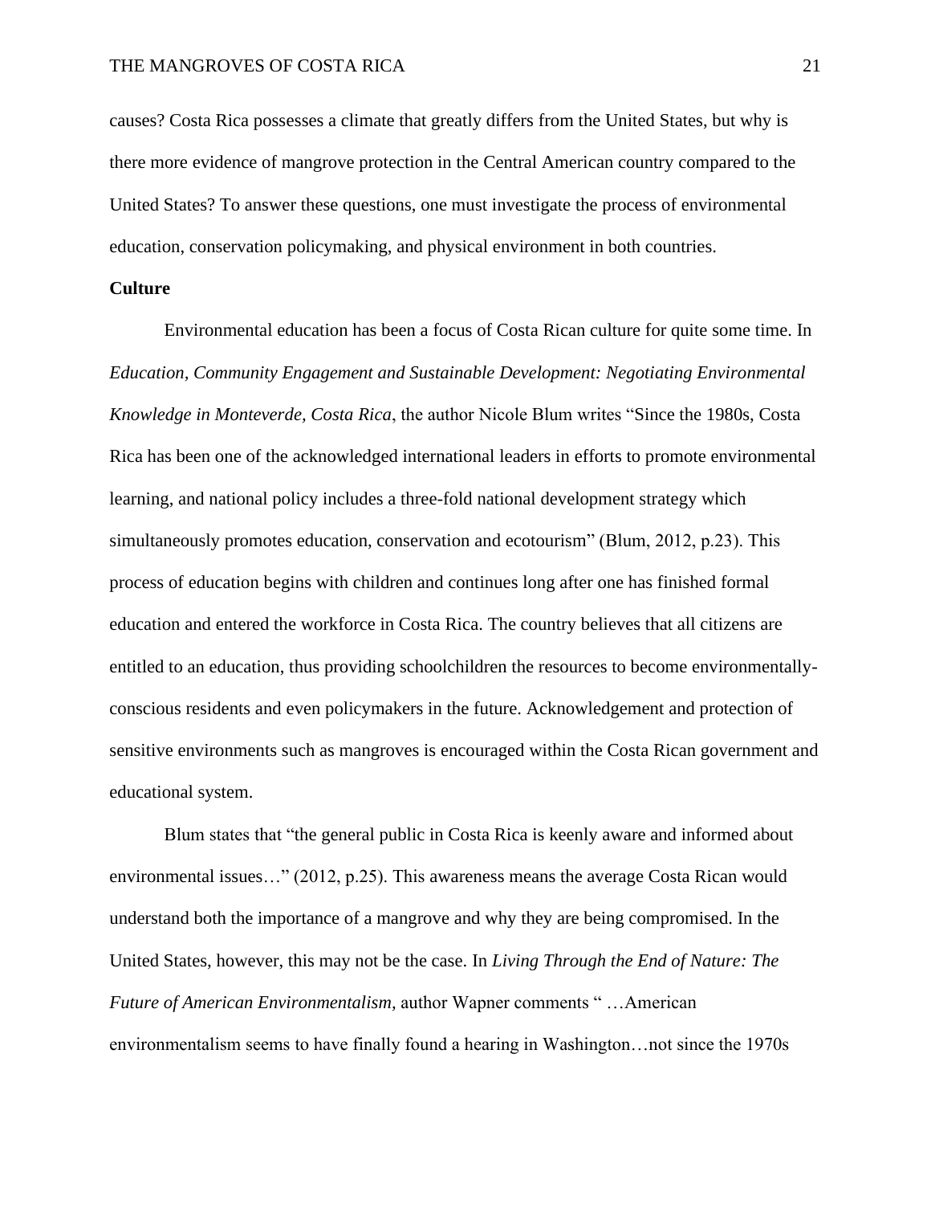causes? Costa Rica possesses a climate that greatly differs from the United States, but why is there more evidence of mangrove protection in the Central American country compared to the United States? To answer these questions, one must investigate the process of environmental education, conservation policymaking, and physical environment in both countries.

**Culture**

Environmental education has been a focus of Costa Rican culture for quite some time. In *Education, Community Engagement and Sustainable Development: Negotiating Environmental Knowledge in Monteverde, Costa Rica*, the author Nicole Blum writes "Since the 1980s, Costa Rica has been one of the acknowledged international leaders in efforts to promote environmental learning, and national policy includes a three-fold national development strategy which simultaneously promotes education, conservation and ecotourism" (Blum, 2012, p.23). This process of education begins with children and continues long after one has finished formal education and entered the workforce in Costa Rica. The country believes that all citizens are entitled to an education, thus providing schoolchildren the resources to become environmentally-conscious residents and even policymakers in the future. Acknowledgement and protection of sensitive environments such as mangroves is encouraged within the Costa Rican government and educational system.

Blum states that "the general public in Costa Rica is keenly aware and informed about environmental issues…" (2012, p.25). This awareness means the average Costa Rican would understand both the importance of a mangrove and why they are being compromised. In the United States, however, this may not be the case. In *Living Through the End of Nature: The Future of American Environmentalism,* author Wapner comments " …American environmentalism seems to have finally found a hearing in Washington…not since the 1970s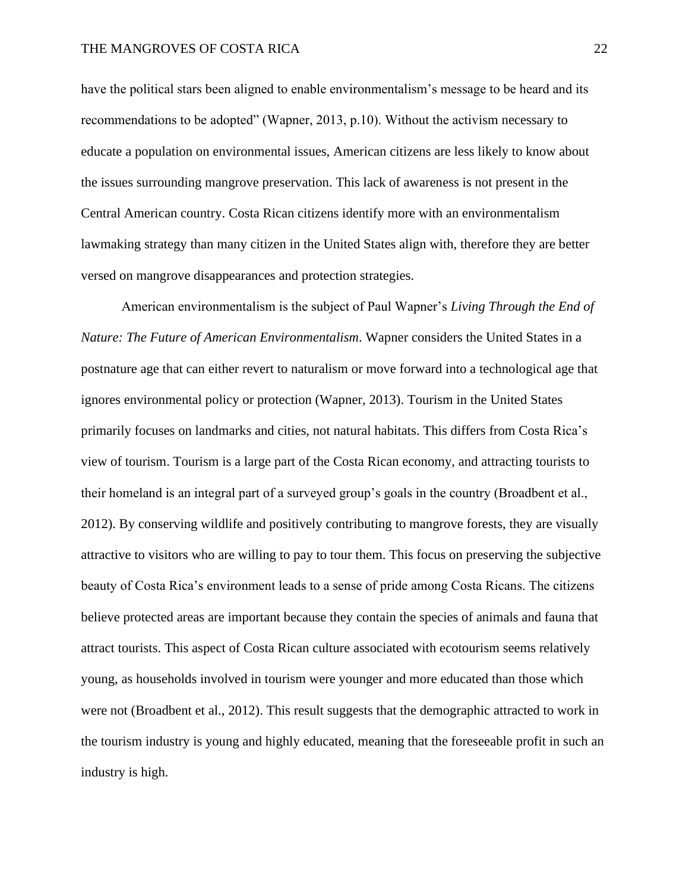have the political stars been aligned to enable environmentalism's message to be heard and its recommendations to be adopted" (Wapner, 2013, p.10). Without the activism necessary to educate a population on environmental issues, American citizens are less likely to know about the issues surrounding mangrove preservation. This lack of awareness is not present in the Central American country. Costa Rican citizens identify more with an environmentalism lawmaking strategy than many citizen in the United States align with, therefore they are better versed on mangrove disappearances and protection strategies.

American environmentalism is the subject of Paul Wapner's *Living Through the End of Nature: The Future of American Environmentalism*. Wapner considers the United States in a postnature age that can either revert to naturalism or move forward into a technological age that ignores environmental policy or protection (Wapner, 2013). Tourism in the United States primarily focuses on landmarks and cities, not natural habitats. This differs from Costa Rica's view of tourism. Tourism is a large part of the Costa Rican economy, and attracting tourists to their homeland is an integral part of a surveyed group's goals in the country (Broadbent et al., 2012). By conserving wildlife and positively contributing to mangrove forests, they are visually attractive to visitors who are willing to pay to tour them. This focus on preserving the subjective beauty of Costa Rica's environment leads to a sense of pride among Costa Ricans. The citizens believe protected areas are important because they contain the species of animals and fauna that attract tourists. This aspect of Costa Rican culture associated with ecotourism seems relatively young, as households involved in tourism were younger and more educated than those which were not (Broadbent et al., 2012). This result suggests that the demographic attracted to work in the tourism industry is young and highly educated, meaning that the foreseeable profit in such an industry is high.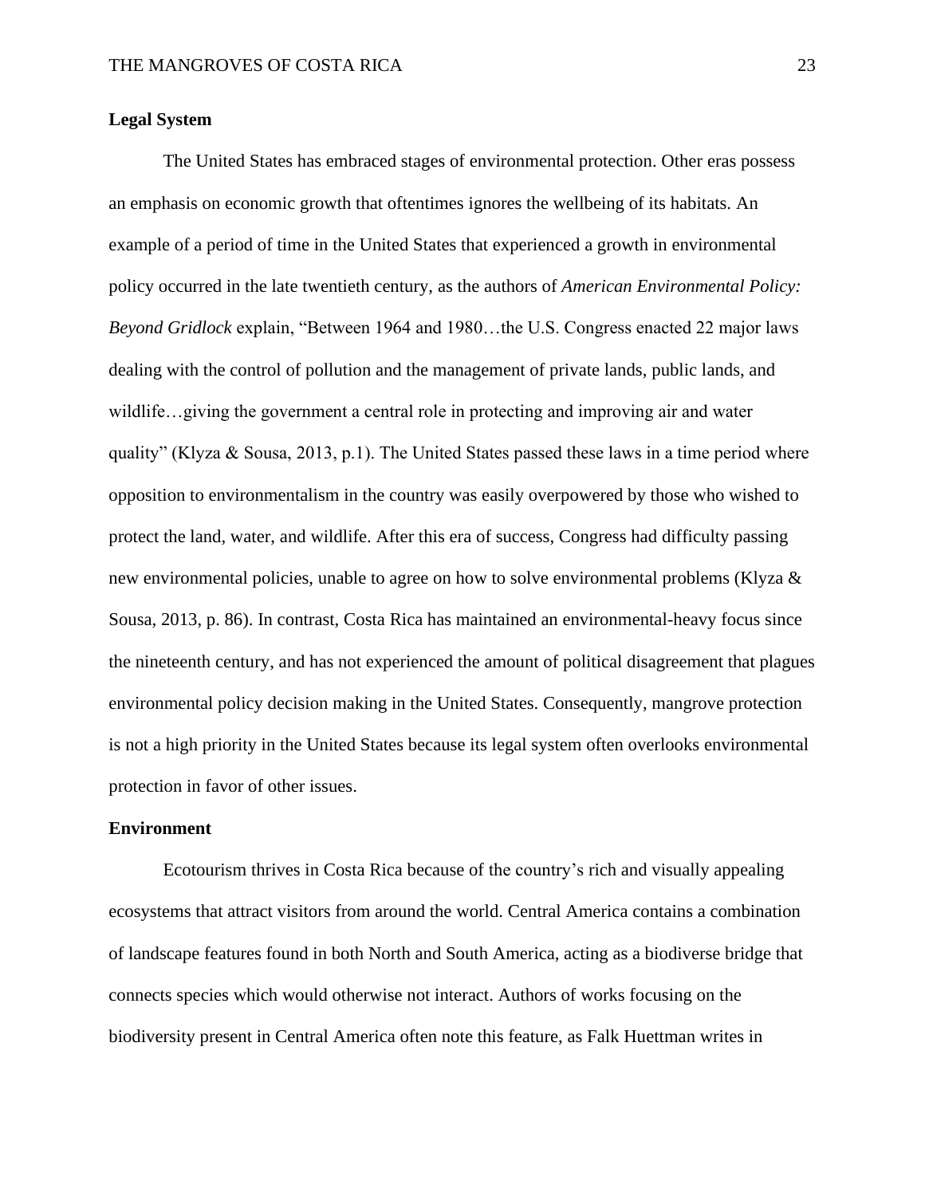**Legal System**

The United States has embraced stages of environmental protection. Other eras possess an emphasis on economic growth that oftentimes ignores the wellbeing of its habitats. An example of a period of time in the United States that experienced a growth in environmental policy occurred in the late twentieth century, as the authors of *American Environmental Policy: Beyond Gridlock* explain, "Between 1964 and 1980…the U.S. Congress enacted 22 major laws dealing with the control of pollution and the management of private lands, public lands, and wildlife…giving the government a central role in protecting and improving air and water quality" (Klyza & Sousa, 2013, p.1). The United States passed these laws in a time period where opposition to environmentalism in the country was easily overpowered by those who wished to protect the land, water, and wildlife. After this era of success, Congress had difficulty passing new environmental policies, unable to agree on how to solve environmental problems (Klyza & Sousa, 2013, p. 86). In contrast, Costa Rica has maintained an environmental-heavy focus since the nineteenth century, and has not experienced the amount of political disagreement that plagues environmental policy decision making in the United States. Consequently, mangrove protection is not a high priority in the United States because its legal system often overlooks environmental protection in favor of other issues.

**Environment**

Ecotourism thrives in Costa Rica because of the country's rich and visually appealing ecosystems that attract visitors from around the world. Central America contains a combination of landscape features found in both North and South America, acting as a biodiverse bridge that connects species which would otherwise not interact. Authors of works focusing on the biodiversity present in Central America often note this feature, as Falk Huettman writes in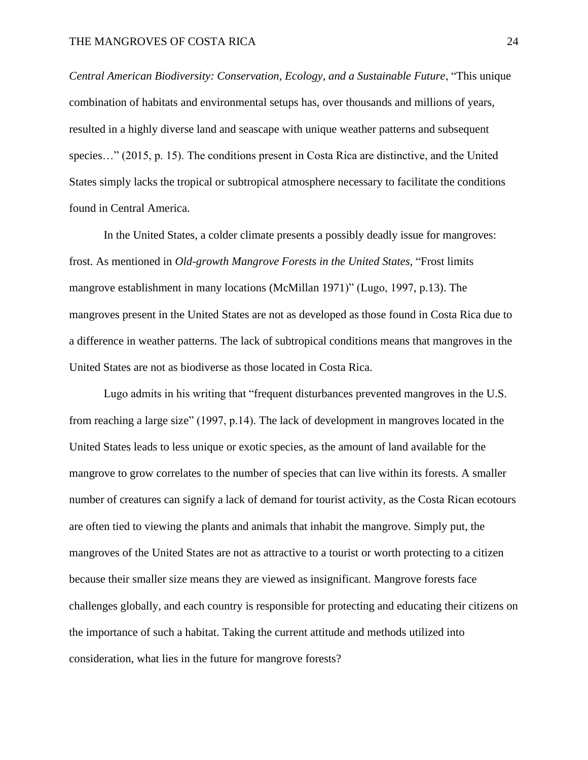*Central American Biodiversity: Conservation, Ecology, and a Sustainable Future*, "This unique combination of habitats and environmental setups has, over thousands and millions of years, resulted in a highly diverse land and seascape with unique weather patterns and subsequent species…" (2015, p. 15). The conditions present in Costa Rica are distinctive, and the United States simply lacks the tropical or subtropical atmosphere necessary to facilitate the conditions found in Central America.

In the United States, a colder climate presents a possibly deadly issue for mangroves: frost. As mentioned in *Old-growth Mangrove Forests in the United States*, "Frost limits mangrove establishment in many locations (McMillan 1971)" (Lugo, 1997, p.13). The mangroves present in the United States are not as developed as those found in Costa Rica due to a difference in weather patterns. The lack of subtropical conditions means that mangroves in the United States are not as biodiverse as those located in Costa Rica.

Lugo admits in his writing that "frequent disturbances prevented mangroves in the U.S. from reaching a large size" (1997, p.14). The lack of development in mangroves located in the United States leads to less unique or exotic species, as the amount of land available for the mangrove to grow correlates to the number of species that can live within its forests. A smaller number of creatures can signify a lack of demand for tourist activity, as the Costa Rican ecotours are often tied to viewing the plants and animals that inhabit the mangrove. Simply put, the mangroves of the United States are not as attractive to a tourist or worth protecting to a citizen because their smaller size means they are viewed as insignificant. Mangrove forests face challenges globally, and each country is responsible for protecting and educating their citizens on the importance of such a habitat. Taking the current attitude and methods utilized into consideration, what lies in the future for mangrove forests?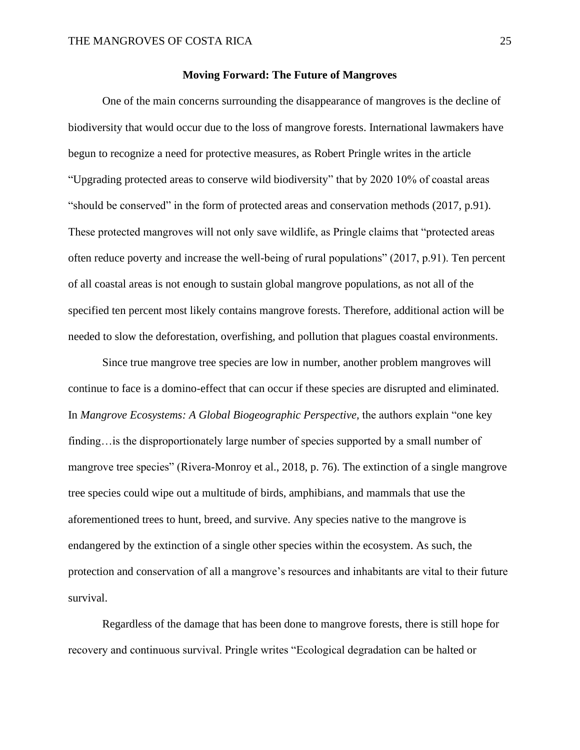## Moving Forward: The Future of Mangroves

One of the main concerns surrounding the disappearance of mangroves is the decline of biodiversity that would occur due to the loss of mangrove forests. International lawmakers have begun to recognize a need for protective measures, as Robert Pringle writes in the article "Upgrading protected areas to conserve wild biodiversity" that by 2020 10% of coastal areas "should be conserved" in the form of protected areas and conservation methods (2017, p.91). These protected mangroves will not only save wildlife, as Pringle claims that "protected areas often reduce poverty and increase the well-being of rural populations" (2017, p.91). Ten percent of all coastal areas is not enough to sustain global mangrove populations, as not all of the specified ten percent most likely contains mangrove forests. Therefore, additional action will be needed to slow the deforestation, overfishing, and pollution that plagues coastal environments.

Since true mangrove tree species are low in number, another problem mangroves will continue to face is a domino-effect that can occur if these species are disrupted and eliminated. In *Mangrove Ecosystems: A Global Biogeographic Perspective,* the authors explain "one key finding…is the disproportionately large number of species supported by a small number of mangrove tree species" (Rivera-Monroy et al., 2018, p. 76). The extinction of a single mangrove tree species could wipe out a multitude of birds, amphibians, and mammals that use the aforementioned trees to hunt, breed, and survive. Any species native to the mangrove is endangered by the extinction of a single other species within the ecosystem. As such, the protection and conservation of all a mangrove's resources and inhabitants are vital to their future survival.

Regardless of the damage that has been done to mangrove forests, there is still hope for recovery and continuous survival. Pringle writes "Ecological degradation can be halted or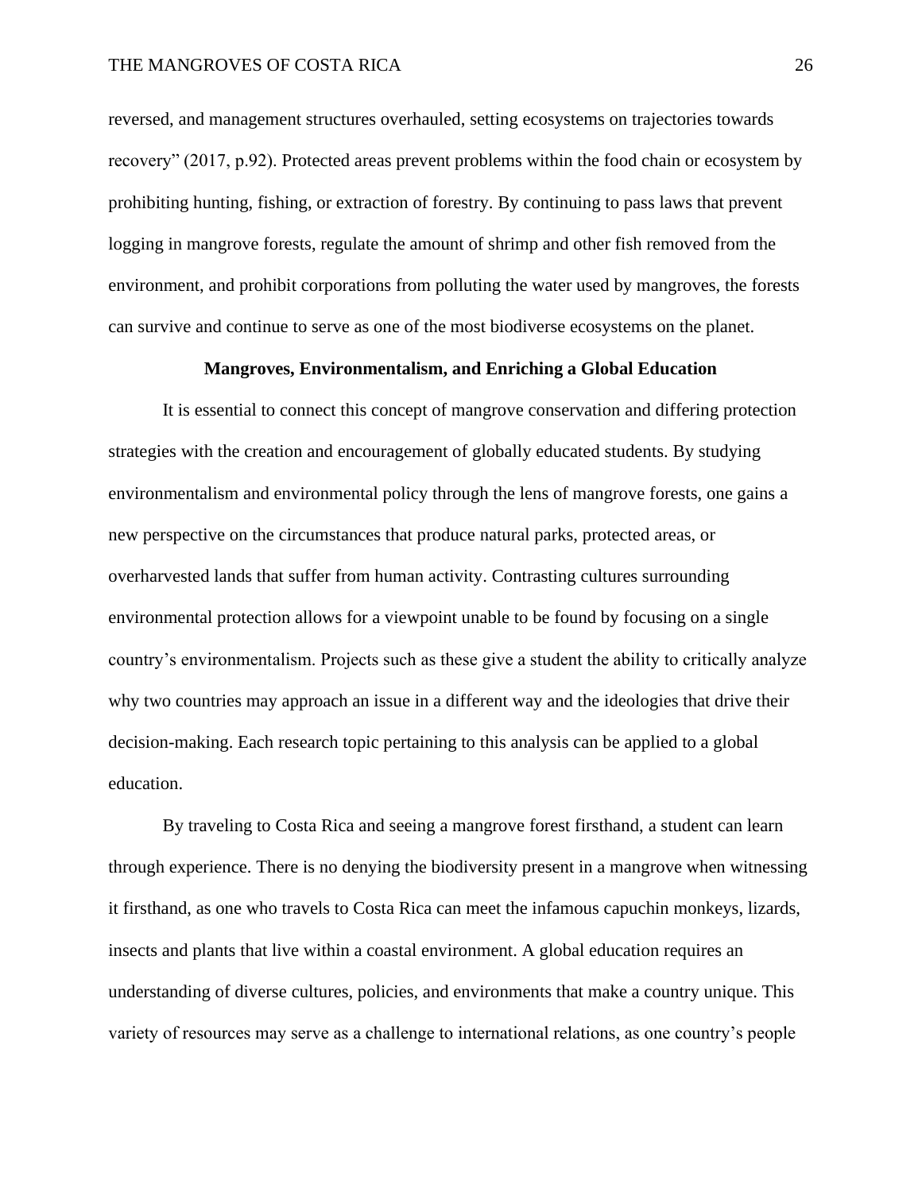reversed, and management structures overhauled, setting ecosystems on trajectories towards recovery" (2017, p.92). Protected areas prevent problems within the food chain or ecosystem by prohibiting hunting, fishing, or extraction of forestry. By continuing to pass laws that prevent logging in mangrove forests, regulate the amount of shrimp and other fish removed from the environment, and prohibit corporations from polluting the water used by mangroves, the forests can survive and continue to serve as one of the most biodiverse ecosystems on the planet.

## Mangroves, Environmentalism, and Enriching a Global Education

It is essential to connect this concept of mangrove conservation and differing protection strategies with the creation and encouragement of globally educated students. By studying environmentalism and environmental policy through the lens of mangrove forests, one gains a new perspective on the circumstances that produce natural parks, protected areas, or overharvested lands that suffer from human activity. Contrasting cultures surrounding environmental protection allows for a viewpoint unable to be found by focusing on a single country's environmentalism. Projects such as these give a student the ability to critically analyze why two countries may approach an issue in a different way and the ideologies that drive their decision-making. Each research topic pertaining to this analysis can be applied to a global education.

By traveling to Costa Rica and seeing a mangrove forest firsthand, a student can learn through experience. There is no denying the biodiversity present in a mangrove when witnessing it firsthand, as one who travels to Costa Rica can meet the infamous capuchin monkeys, lizards, insects and plants that live within a coastal environment. A global education requires an understanding of diverse cultures, policies, and environments that make a country unique. This variety of resources may serve as a challenge to international relations, as one country's people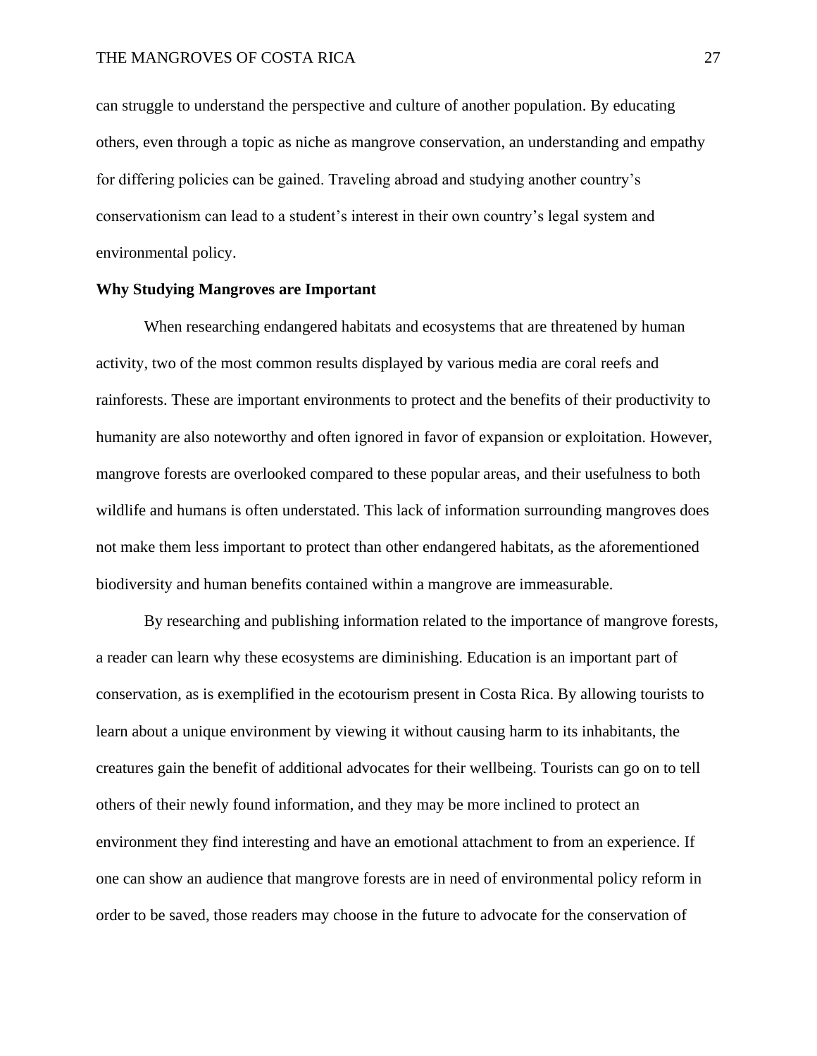can struggle to understand the perspective and culture of another population. By educating others, even through a topic as niche as mangrove conservation, an understanding and empathy for differing policies can be gained. Traveling abroad and studying another country's conservationism can lead to a student's interest in their own country's legal system and environmental policy.

**Why Studying Mangroves are Important**

When researching endangered habitats and ecosystems that are threatened by human activity, two of the most common results displayed by various media are coral reefs and rainforests. These are important environments to protect and the benefits of their productivity to humanity are also noteworthy and often ignored in favor of expansion or exploitation. However, mangrove forests are overlooked compared to these popular areas, and their usefulness to both wildlife and humans is often understated. This lack of information surrounding mangroves does not make them less important to protect than other endangered habitats, as the aforementioned biodiversity and human benefits contained within a mangrove are immeasurable.

By researching and publishing information related to the importance of mangrove forests, a reader can learn why these ecosystems are diminishing. Education is an important part of conservation, as is exemplified in the ecotourism present in Costa Rica. By allowing tourists to learn about a unique environment by viewing it without causing harm to its inhabitants, the creatures gain the benefit of additional advocates for their wellbeing. Tourists can go on to tell others of their newly found information, and they may be more inclined to protect an environment they find interesting and have an emotional attachment to from an experience. If one can show an audience that mangrove forests are in need of environmental policy reform in order to be saved, those readers may choose in the future to advocate for the conservation of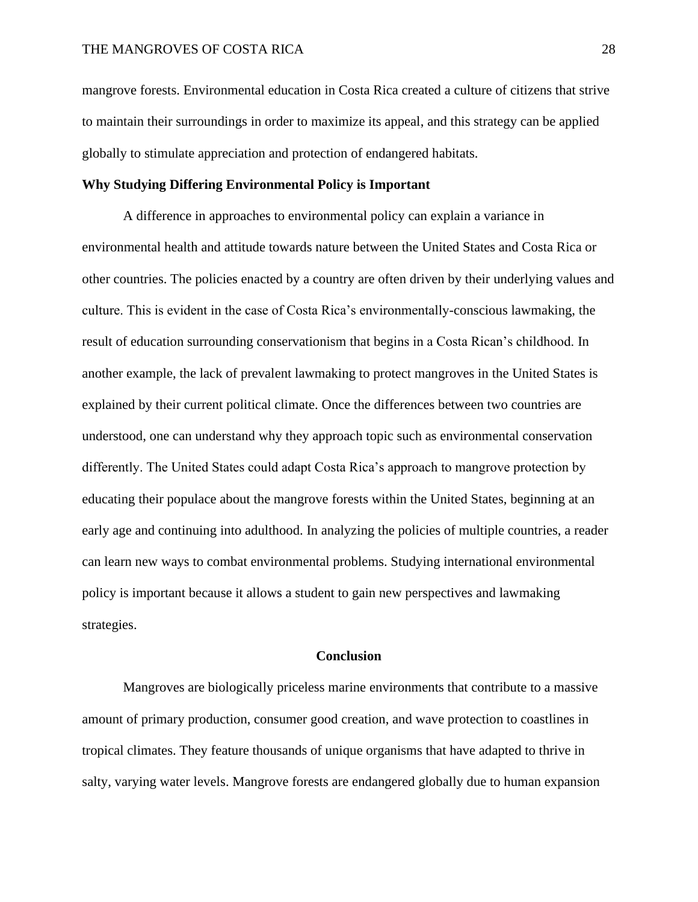mangrove forests. Environmental education in Costa Rica created a culture of citizens that strive to maintain their surroundings in order to maximize its appeal, and this strategy can be applied globally to stimulate appreciation and protection of endangered habitats.

**Why Studying Differing Environmental Policy is Important**

A difference in approaches to environmental policy can explain a variance in environmental health and attitude towards nature between the United States and Costa Rica or other countries. The policies enacted by a country are often driven by their underlying values and culture. This is evident in the case of Costa Rica's environmentally-conscious lawmaking, the result of education surrounding conservationism that begins in a Costa Rican's childhood. In another example, the lack of prevalent lawmaking to protect mangroves in the United States is explained by their current political climate. Once the differences between two countries are understood, one can understand why they approach topic such as environmental conservation differently. The United States could adapt Costa Rica's approach to mangrove protection by educating their populace about the mangrove forests within the United States, beginning at an early age and continuing into adulthood. In analyzing the policies of multiple countries, a reader can learn new ways to combat environmental problems. Studying international environmental policy is important because it allows a student to gain new perspectives and lawmaking strategies.

## Conclusion

Mangroves are biologically priceless marine environments that contribute to a massive amount of primary production, consumer good creation, and wave protection to coastlines in tropical climates. They feature thousands of unique organisms that have adapted to thrive in salty, varying water levels. Mangrove forests are endangered globally due to human expansion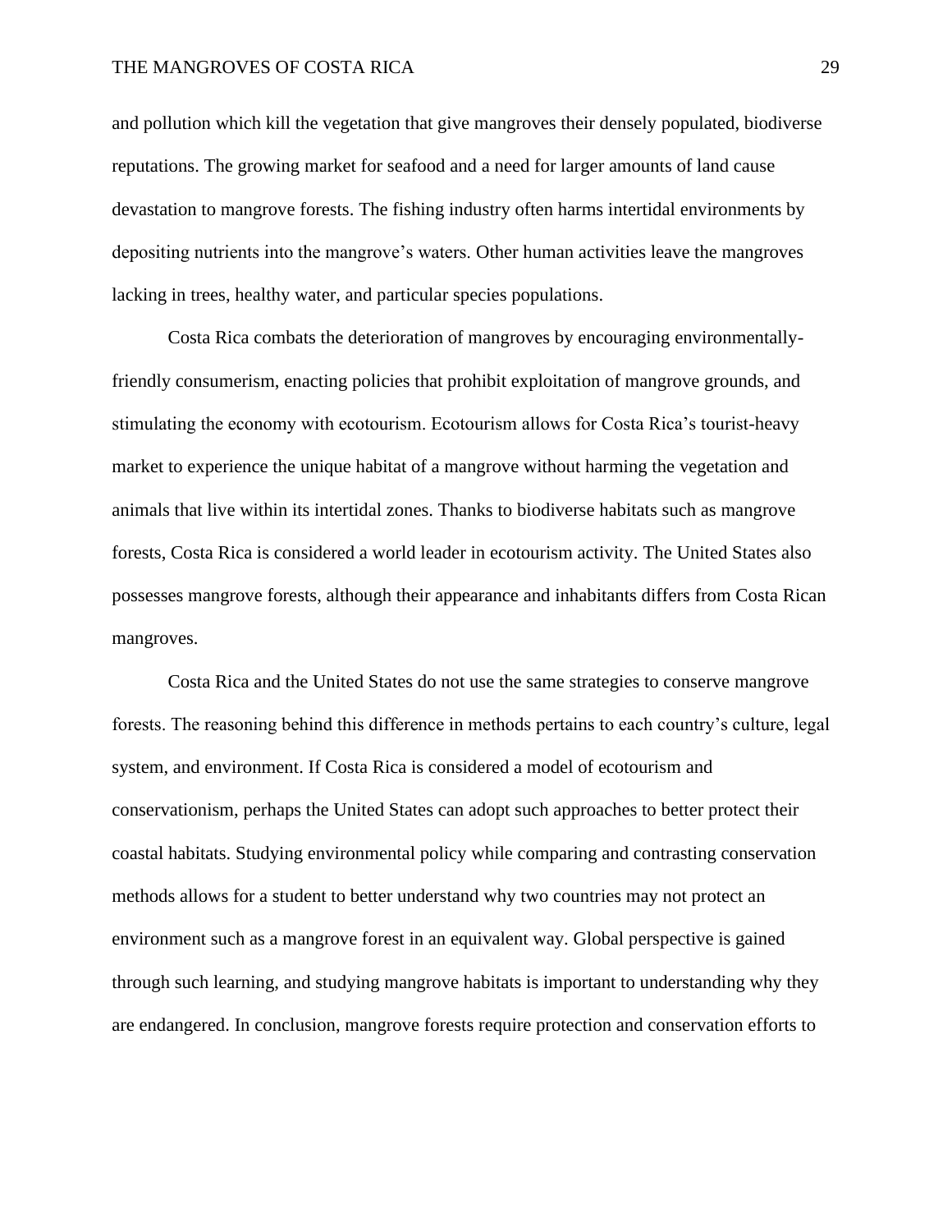and pollution which kill the vegetation that give mangroves their densely populated, biodiverse reputations. The growing market for seafood and a need for larger amounts of land cause devastation to mangrove forests. The fishing industry often harms intertidal environments by depositing nutrients into the mangrove's waters. Other human activities leave the mangroves lacking in trees, healthy water, and particular species populations.

Costa Rica combats the deterioration of mangroves by encouraging environmentally-friendly consumerism, enacting policies that prohibit exploitation of mangrove grounds, and stimulating the economy with ecotourism. Ecotourism allows for Costa Rica's tourist-heavy market to experience the unique habitat of a mangrove without harming the vegetation and animals that live within its intertidal zones. Thanks to biodiverse habitats such as mangrove forests, Costa Rica is considered a world leader in ecotourism activity. The United States also possesses mangrove forests, although their appearance and inhabitants differs from Costa Rican mangroves.

Costa Rica and the United States do not use the same strategies to conserve mangrove forests. The reasoning behind this difference in methods pertains to each country's culture, legal system, and environment. If Costa Rica is considered a model of ecotourism and conservationism, perhaps the United States can adopt such approaches to better protect their coastal habitats. Studying environmental policy while comparing and contrasting conservation methods allows for a student to better understand why two countries may not protect an environment such as a mangrove forest in an equivalent way. Global perspective is gained through such learning, and studying mangrove habitats is important to understanding why they are endangered. In conclusion, mangrove forests require protection and conservation efforts to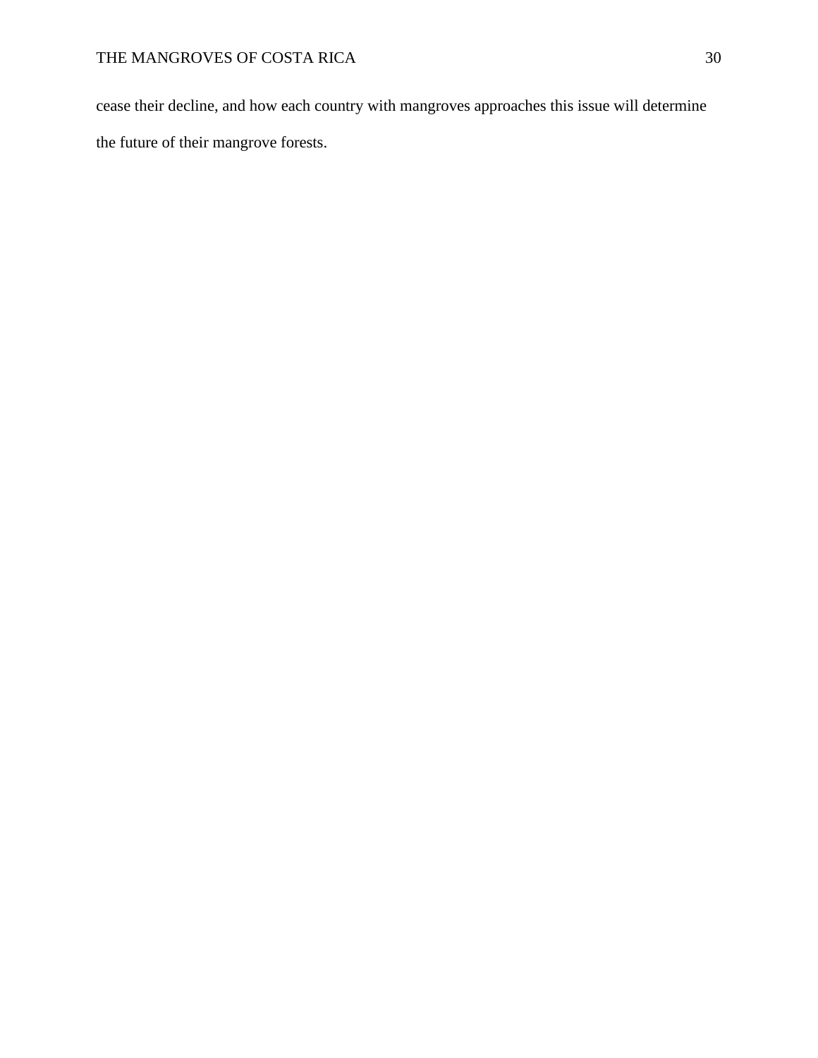cease their decline, and how each country with mangroves approaches this issue will determine the future of their mangrove forests.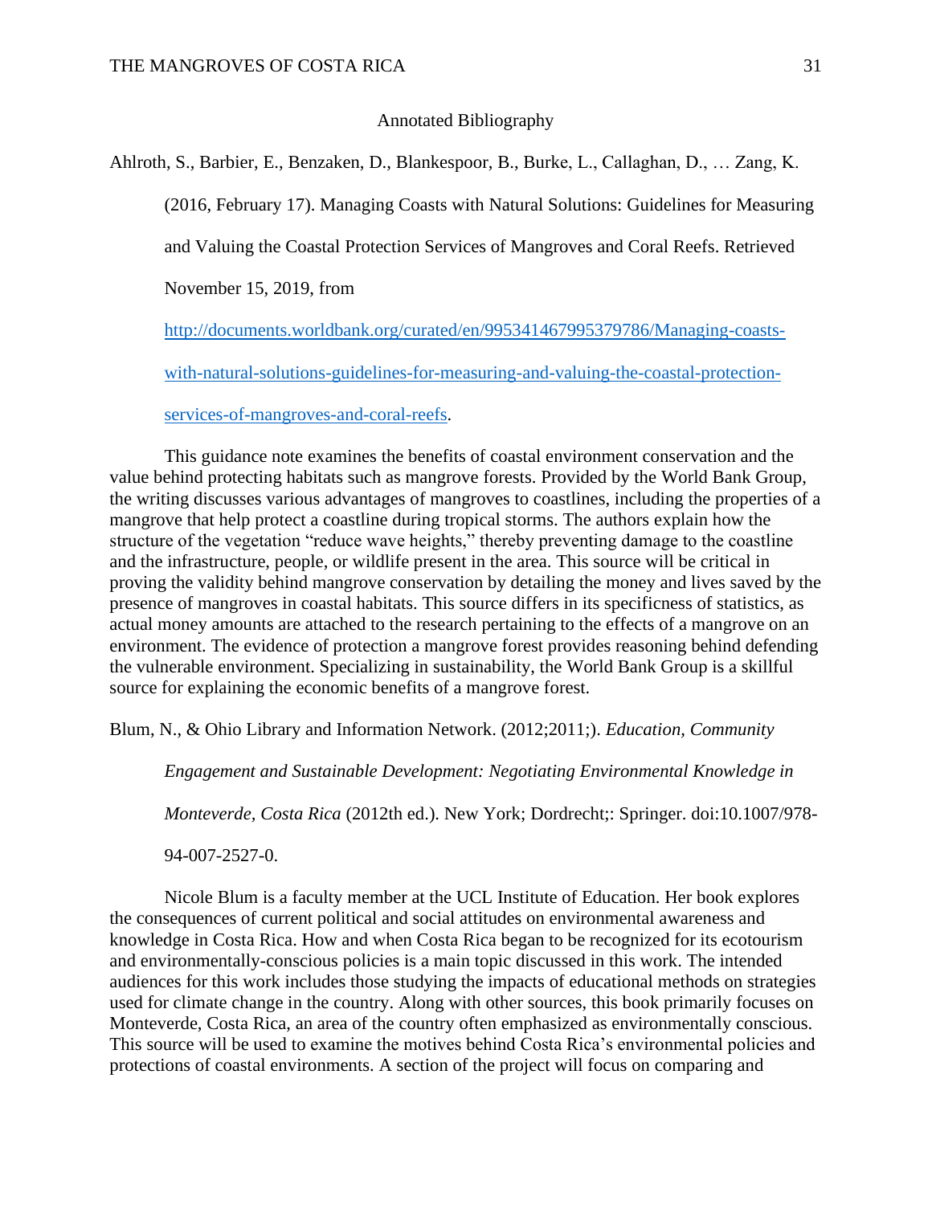## Annotated Bibliography

Ahlroth, S., Barbier, E., Benzaken, D., Blankespoor, B., Burke, L., Callaghan, D., … Zang, K. (2016, February 17). Managing Coasts with Natural Solutions: Guidelines for Measuring and Valuing the Coastal Protection Services of Mangroves and Coral Reefs. Retrieved November 15, 2019, from [http://documents.worldbank.org/curated/en/995341467995379786/Managing-coasts-with-natural-solutions-guidelines-for-measuring-and-valuing-the-coastal-protection-services-of-mangroves-and-coral-reefs](http://documents.worldbank.org/curated/en/995341467995379786/Managing-coasts-with-natural-solutions-guidelines-for-measuring-and-valuing-the-coastal-protection-services-of-mangroves-and-coral-reefs).

This guidance note examines the benefits of coastal environment conservation and the value behind protecting habitats such as mangrove forests. Provided by the World Bank Group, the writing discusses various advantages of mangroves to coastlines, including the properties of a mangrove that help protect a coastline during tropical storms. The authors explain how the structure of the vegetation "reduce wave heights," thereby preventing damage to the coastline and the infrastructure, people, or wildlife present in the area. This source will be critical in proving the validity behind mangrove conservation by detailing the money and lives saved by the presence of mangroves in coastal habitats. This source differs in its specificness of statistics, as actual money amounts are attached to the research pertaining to the effects of a mangrove on an environment. The evidence of protection a mangrove forest provides reasoning behind defending the vulnerable environment. Specializing in sustainability, the World Bank Group is a skillful source for explaining the economic benefits of a mangrove forest.

Blum, N., & Ohio Library and Information Network. (2012;2011;). *Education, Community Engagement and Sustainable Development: Negotiating Environmental Knowledge in Monteverde, Costa Rica* (2012th ed.). New York; Dordrecht;: Springer. doi:10.1007/978-94-007-2527-0.

Nicole Blum is a faculty member at the UCL Institute of Education. Her book explores the consequences of current political and social attitudes on environmental awareness and knowledge in Costa Rica. How and when Costa Rica began to be recognized for its ecotourism and environmentally-conscious policies is a main topic discussed in this work. The intended audiences for this work includes those studying the impacts of educational methods on strategies used for climate change in the country. Along with other sources, this book primarily focuses on Monteverde, Costa Rica, an area of the country often emphasized as environmentally conscious. This source will be used to examine the motives behind Costa Rica's environmental policies and protections of coastal environments. A section of the project will focus on comparing and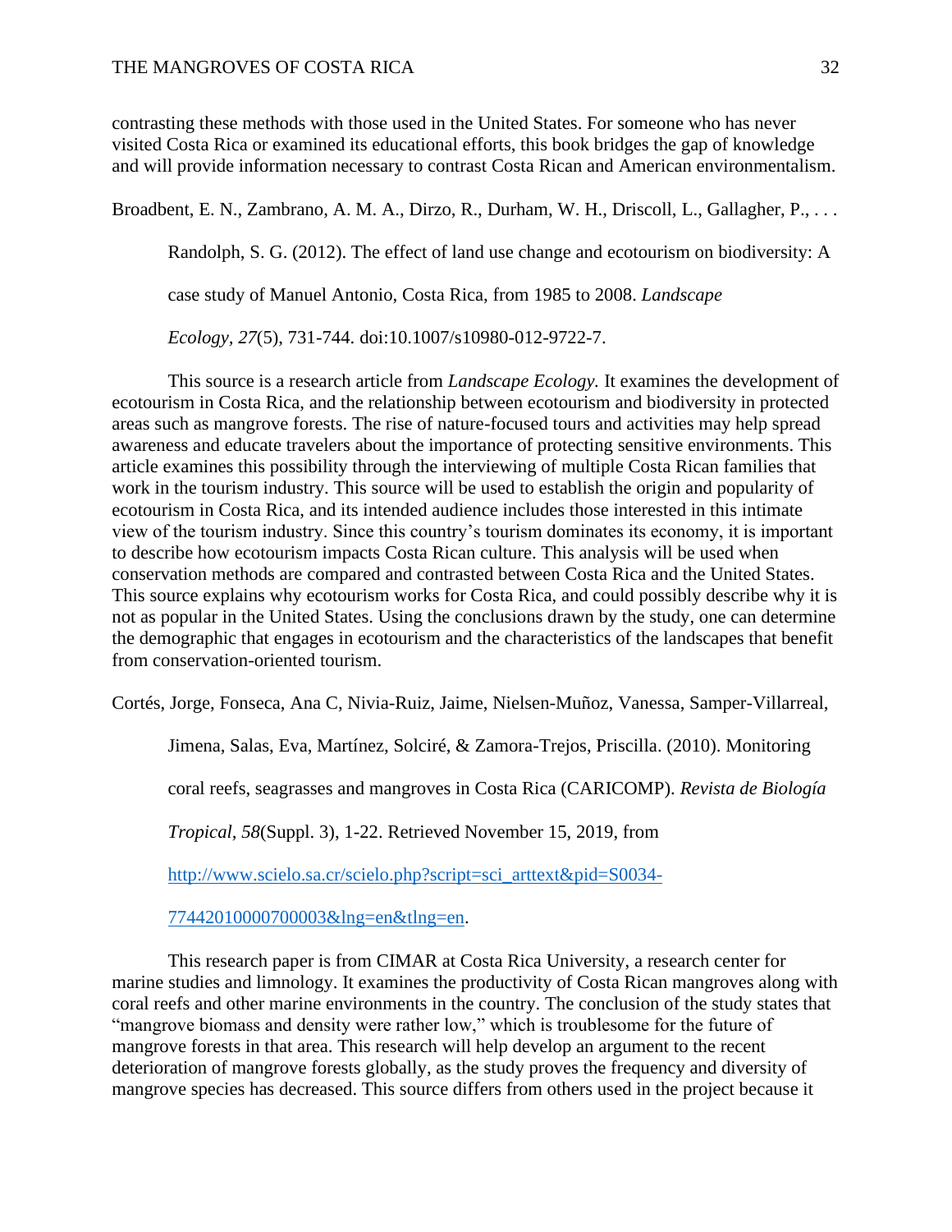contrasting these methods with those used in the United States. For someone who has never visited Costa Rica or examined its educational efforts, this book bridges the gap of knowledge and will provide information necessary to contrast Costa Rican and American environmentalism.

Broadbent, E. N., Zambrano, A. M. A., Dirzo, R., Durham, W. H., Driscoll, L., Gallagher, P., . . . Randolph, S. G. (2012). The effect of land use change and ecotourism on biodiversity: A case study of Manuel Antonio, Costa Rica, from 1985 to 2008. *Landscape Ecology, 27*(5), 731-744. doi:10.1007/s10980-012-9722-7.

This source is a research article from *Landscape Ecology.* It examines the development of ecotourism in Costa Rica, and the relationship between ecotourism and biodiversity in protected areas such as mangrove forests. The rise of nature-focused tours and activities may help spread awareness and educate travelers about the importance of protecting sensitive environments. This article examines this possibility through the interviewing of multiple Costa Rican families that work in the tourism industry. This source will be used to establish the origin and popularity of ecotourism in Costa Rica, and its intended audience includes those interested in this intimate view of the tourism industry. Since this country's tourism dominates its economy, it is important to describe how ecotourism impacts Costa Rican culture. This analysis will be used when conservation methods are compared and contrasted between Costa Rica and the United States. This source explains why ecotourism works for Costa Rica, and could possibly describe why it is not as popular in the United States. Using the conclusions drawn by the study, one can determine the demographic that engages in ecotourism and the characteristics of the landscapes that benefit from conservation-oriented tourism.

Cortés, Jorge, Fonseca, Ana C, Nivia-Ruiz, Jaime, Nielsen-Muñoz, Vanessa, Samper-Villarreal, Jimena, Salas, Eva, Martínez, Solciré, & Zamora-Trejos, Priscilla. (2010). Monitoring coral reefs, seagrasses and mangroves in Costa Rica (CARICOMP). *Revista de Biología Tropical*, *58*(Suppl. 3), 1-22. Retrieved November 15, 2019, from [http://www.scielo.sa.cr/scielo.php?script=sci_arttext&pid=S0034-77442010000700003&lng=en&tlng=en](http://www.scielo.sa.cr/scielo.php?script=sci_arttext&pid=S0034-77442010000700003&lng=en&tlng=en).

This research paper is from CIMAR at Costa Rica University, a research center for marine studies and limnology. It examines the productivity of Costa Rican mangroves along with coral reefs and other marine environments in the country. The conclusion of the study states that "mangrove biomass and density were rather low," which is troublesome for the future of mangrove forests in that area. This research will help develop an argument to the recent deterioration of mangrove forests globally, as the study proves the frequency and diversity of mangrove species has decreased. This source differs from others used in the project because it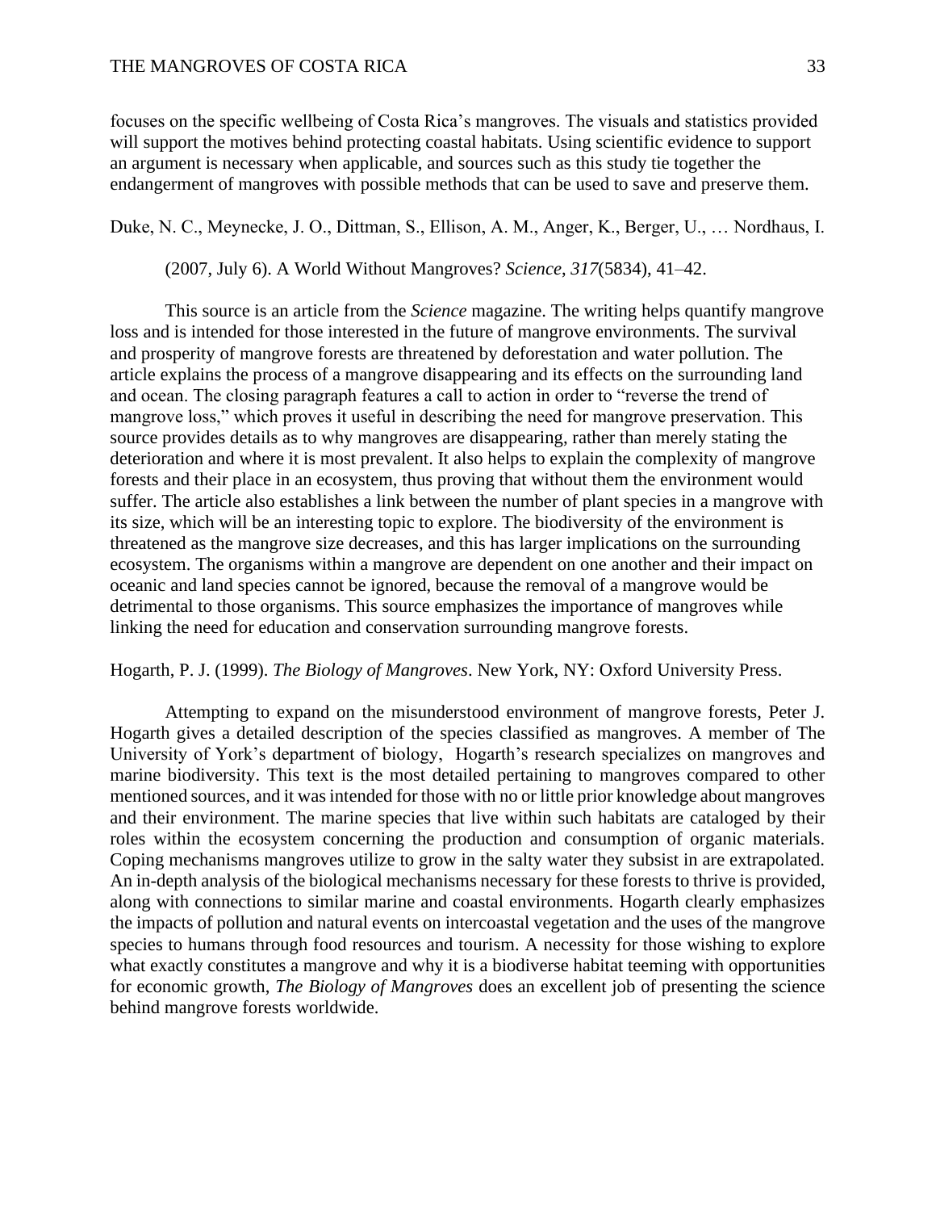focuses on the specific wellbeing of Costa Rica's mangroves. The visuals and statistics provided will support the motives behind protecting coastal habitats. Using scientific evidence to support an argument is necessary when applicable, and sources such as this study tie together the endangerment of mangroves with possible methods that can be used to save and preserve them.

Duke, N. C., Meynecke, J. O., Dittman, S., Ellison, A. M., Anger, K., Berger, U., … Nordhaus, I. (2007, July 6). A World Without Mangroves? *Science*, *317*(5834), 41–42.

This source is an article from the *Science* magazine. The writing helps quantify mangrove loss and is intended for those interested in the future of mangrove environments. The survival and prosperity of mangrove forests are threatened by deforestation and water pollution. The article explains the process of a mangrove disappearing and its effects on the surrounding land and ocean. The closing paragraph features a call to action in order to "reverse the trend of mangrove loss," which proves it useful in describing the need for mangrove preservation. This source provides details as to why mangroves are disappearing, rather than merely stating the deterioration and where it is most prevalent. It also helps to explain the complexity of mangrove forests and their place in an ecosystem, thus proving that without them the environment would suffer. The article also establishes a link between the number of plant species in a mangrove with its size, which will be an interesting topic to explore. The biodiversity of the environment is threatened as the mangrove size decreases, and this has larger implications on the surrounding ecosystem. The organisms within a mangrove are dependent on one another and their impact on oceanic and land species cannot be ignored, because the removal of a mangrove would be detrimental to those organisms. This source emphasizes the importance of mangroves while linking the need for education and conservation surrounding mangrove forests.

Hogarth, P. J. (1999). *The Biology of Mangroves*. New York, NY: Oxford University Press.

Attempting to expand on the misunderstood environment of mangrove forests, Peter J. Hogarth gives a detailed description of the species classified as mangroves. A member of The University of York's department of biology, Hogarth's research specializes on mangroves and marine biodiversity. This text is the most detailed pertaining to mangroves compared to other mentioned sources, and it was intended for those with no or little prior knowledge about mangroves and their environment. The marine species that live within such habitats are cataloged by their roles within the ecosystem concerning the production and consumption of organic materials. Coping mechanisms mangroves utilize to grow in the salty water they subsist in are extrapolated. An in-depth analysis of the biological mechanisms necessary for these forests to thrive is provided, along with connections to similar marine and coastal environments. Hogarth clearly emphasizes the impacts of pollution and natural events on intercoastal vegetation and the uses of the mangrove species to humans through food resources and tourism. A necessity for those wishing to explore what exactly constitutes a mangrove and why it is a biodiverse habitat teeming with opportunities for economic growth, *The Biology of Mangroves* does an excellent job of presenting the science behind mangrove forests worldwide.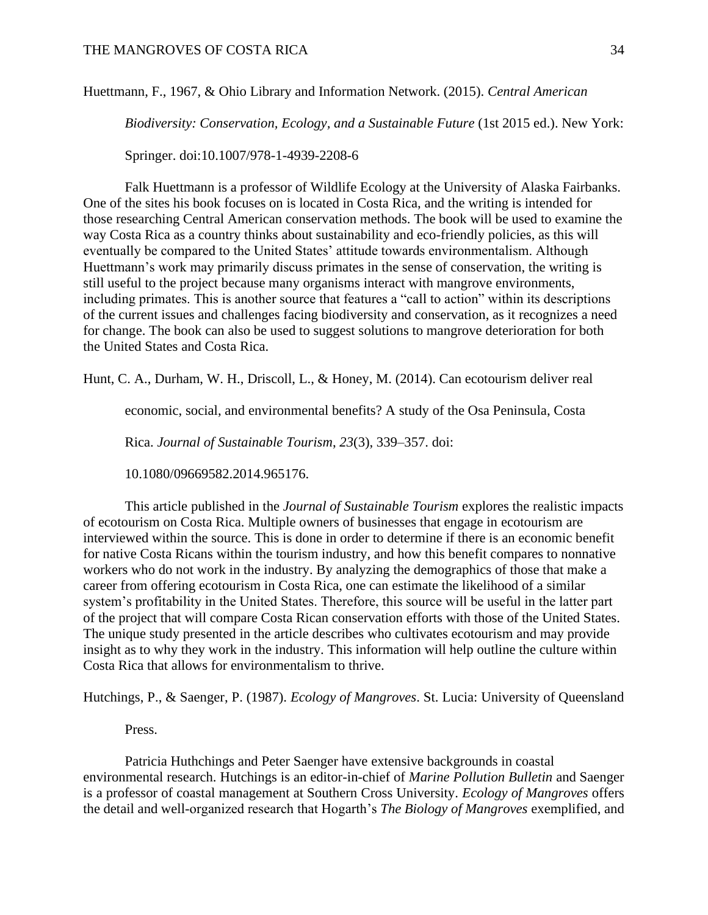Huettmann, F., 1967, & Ohio Library and Information Network. (2015). *Central American Biodiversity: Conservation, Ecology, and a Sustainable Future* (1st 2015 ed.). New York: Springer. doi:10.1007/978-1-4939-2208-6

Falk Huettmann is a professor of Wildlife Ecology at the University of Alaska Fairbanks. One of the sites his book focuses on is located in Costa Rica, and the writing is intended for those researching Central American conservation methods. The book will be used to examine the way Costa Rica as a country thinks about sustainability and eco-friendly policies, as this will eventually be compared to the United States' attitude towards environmentalism. Although Huettmann's work may primarily discuss primates in the sense of conservation, the writing is still useful to the project because many organisms interact with mangrove environments, including primates. This is another source that features a "call to action" within its descriptions of the current issues and challenges facing biodiversity and conservation, as it recognizes a need for change. The book can also be used to suggest solutions to mangrove deterioration for both the United States and Costa Rica.

Hunt, C. A., Durham, W. H., Driscoll, L., & Honey, M. (2014). Can ecotourism deliver real economic, social, and environmental benefits? A study of the Osa Peninsula, Costa Rica. *Journal of Sustainable Tourism*, *23*(3), 339–357. doi: 10.1080/09669582.2014.965176.

This article published in the *Journal of Sustainable Tourism* explores the realistic impacts of ecotourism on Costa Rica. Multiple owners of businesses that engage in ecotourism are interviewed within the source. This is done in order to determine if there is an economic benefit for native Costa Ricans within the tourism industry, and how this benefit compares to nonnative workers who do not work in the industry. By analyzing the demographics of those that make a career from offering ecotourism in Costa Rica, one can estimate the likelihood of a similar system's profitability in the United States. Therefore, this source will be useful in the latter part of the project that will compare Costa Rican conservation efforts with those of the United States. The unique study presented in the article describes who cultivates ecotourism and may provide insight as to why they work in the industry. This information will help outline the culture within Costa Rica that allows for environmentalism to thrive.

Hutchings, P., & Saenger, P. (1987). *Ecology of Mangroves*. St. Lucia: University of Queensland Press.

Patricia Huthchings and Peter Saenger have extensive backgrounds in coastal environmental research. Hutchings is an editor-in-chief of *Marine Pollution Bulletin* and Saenger is a professor of coastal management at Southern Cross University. *Ecology of Mangroves* offers the detail and well-organized research that Hogarth's *The Biology of Mangroves* exemplified, and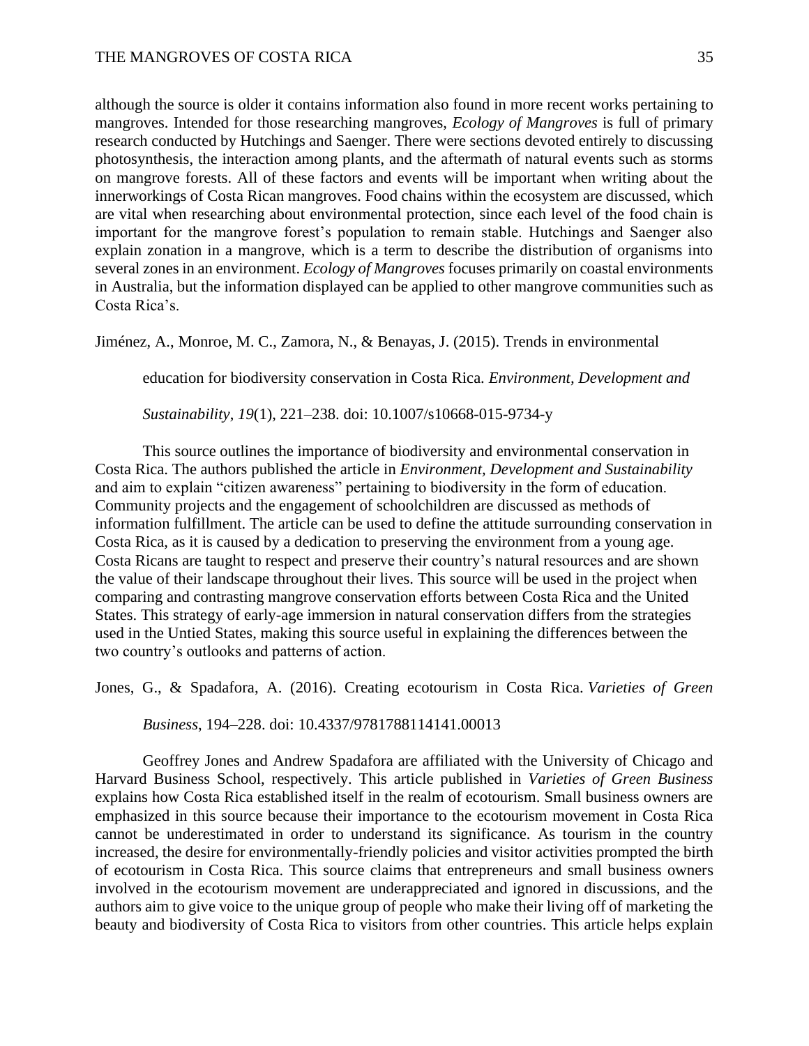although the source is older it contains information also found in more recent works pertaining to mangroves. Intended for those researching mangroves, *Ecology of Mangroves* is full of primary research conducted by Hutchings and Saenger. There were sections devoted entirely to discussing photosynthesis, the interaction among plants, and the aftermath of natural events such as storms on mangrove forests. All of these factors and events will be important when writing about the innerworkings of Costa Rican mangroves. Food chains within the ecosystem are discussed, which are vital when researching about environmental protection, since each level of the food chain is important for the mangrove forest's population to remain stable. Hutchings and Saenger also explain zonation in a mangrove, which is a term to describe the distribution of organisms into several zones in an environment. *Ecology of Mangroves* focuses primarily on coastal environments in Australia, but the information displayed can be applied to other mangrove communities such as Costa Rica's.

Jiménez, A., Monroe, M. C., Zamora, N., & Benayas, J. (2015). Trends in environmental education for biodiversity conservation in Costa Rica. *Environment, Development and Sustainability*, *19*(1), 221–238. doi: 10.1007/s10668-015-9734-y

This source outlines the importance of biodiversity and environmental conservation in Costa Rica. The authors published the article in *Environment, Development and Sustainability* and aim to explain "citizen awareness" pertaining to biodiversity in the form of education. Community projects and the engagement of schoolchildren are discussed as methods of information fulfillment. The article can be used to define the attitude surrounding conservation in Costa Rica, as it is caused by a dedication to preserving the environment from a young age. Costa Ricans are taught to respect and preserve their country's natural resources and are shown the value of their landscape throughout their lives. This source will be used in the project when comparing and contrasting mangrove conservation efforts between Costa Rica and the United States. This strategy of early-age immersion in natural conservation differs from the strategies used in the Untied States, making this source useful in explaining the differences between the two country's outlooks and patterns of action.

Jones, G., & Spadafora, A. (2016). Creating ecotourism in Costa Rica. *Varieties of Green Business*, 194–228. doi: 10.4337/9781788114141.00013

Geoffrey Jones and Andrew Spadafora are affiliated with the University of Chicago and Harvard Business School, respectively. This article published in *Varieties of Green Business* explains how Costa Rica established itself in the realm of ecotourism. Small business owners are emphasized in this source because their importance to the ecotourism movement in Costa Rica cannot be underestimated in order to understand its significance. As tourism in the country increased, the desire for environmentally-friendly policies and visitor activities prompted the birth of ecotourism in Costa Rica. This source claims that entrepreneurs and small business owners involved in the ecotourism movement are underappreciated and ignored in discussions, and the authors aim to give voice to the unique group of people who make their living off of marketing the beauty and biodiversity of Costa Rica to visitors from other countries. This article helps explain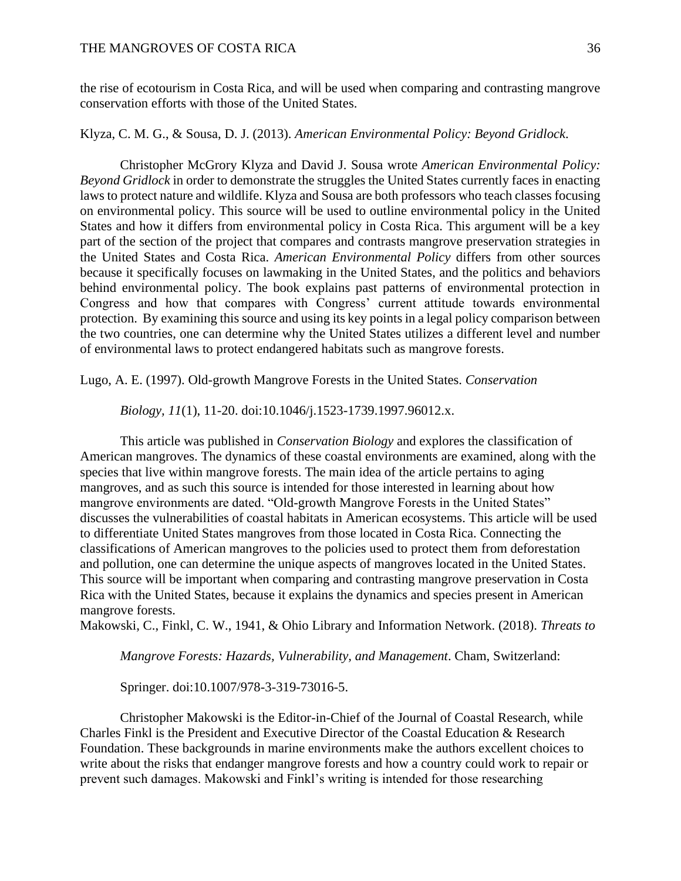the rise of ecotourism in Costa Rica, and will be used when comparing and contrasting mangrove conservation efforts with those of the United States.

Klyza, C. M. G., & Sousa, D. J. (2013). *American Environmental Policy: Beyond Gridlock*.

Christopher McGrory Klyza and David J. Sousa wrote *American Environmental Policy: Beyond Gridlock* in order to demonstrate the struggles the United States currently faces in enacting laws to protect nature and wildlife. Klyza and Sousa are both professors who teach classes focusing on environmental policy. This source will be used to outline environmental policy in the United States and how it differs from environmental policy in Costa Rica. This argument will be a key part of the section of the project that compares and contrasts mangrove preservation strategies in the United States and Costa Rica. *American Environmental Policy* differs from other sources because it specifically focuses on lawmaking in the United States, and the politics and behaviors behind environmental policy. The book explains past patterns of environmental protection in Congress and how that compares with Congress' current attitude towards environmental protection. By examining this source and using its key points in a legal policy comparison between the two countries, one can determine why the United States utilizes a different level and number of environmental laws to protect endangered habitats such as mangrove forests.

Lugo, A. E. (1997). Old-growth Mangrove Forests in the United States. *Conservation Biology, 11*(1), 11-20. doi:10.1046/j.1523-1739.1997.96012.x.

This article was published in *Conservation Biology* and explores the classification of American mangroves. The dynamics of these coastal environments are examined, along with the species that live within mangrove forests. The main idea of the article pertains to aging mangroves, and as such this source is intended for those interested in learning about how mangrove environments are dated. "Old-growth Mangrove Forests in the United States" discusses the vulnerabilities of coastal habitats in American ecosystems. This article will be used to differentiate United States mangroves from those located in Costa Rica. Connecting the classifications of American mangroves to the policies used to protect them from deforestation and pollution, one can determine the unique aspects of mangroves located in the United States. This source will be important when comparing and contrasting mangrove preservation in Costa Rica with the United States, because it explains the dynamics and species present in American mangrove forests.

Makowski, C., Finkl, C. W., 1941, & Ohio Library and Information Network. (2018). *Threats to Mangrove Forests: Hazards, Vulnerability, and Management*. Cham, Switzerland: Springer. doi:10.1007/978-3-319-73016-5.

Christopher Makowski is the Editor-in-Chief of the Journal of Coastal Research, while Charles Finkl is the President and Executive Director of the Coastal Education & Research Foundation. These backgrounds in marine environments make the authors excellent choices to write about the risks that endanger mangrove forests and how a country could work to repair or prevent such damages. Makowski and Finkl's writing is intended for those researching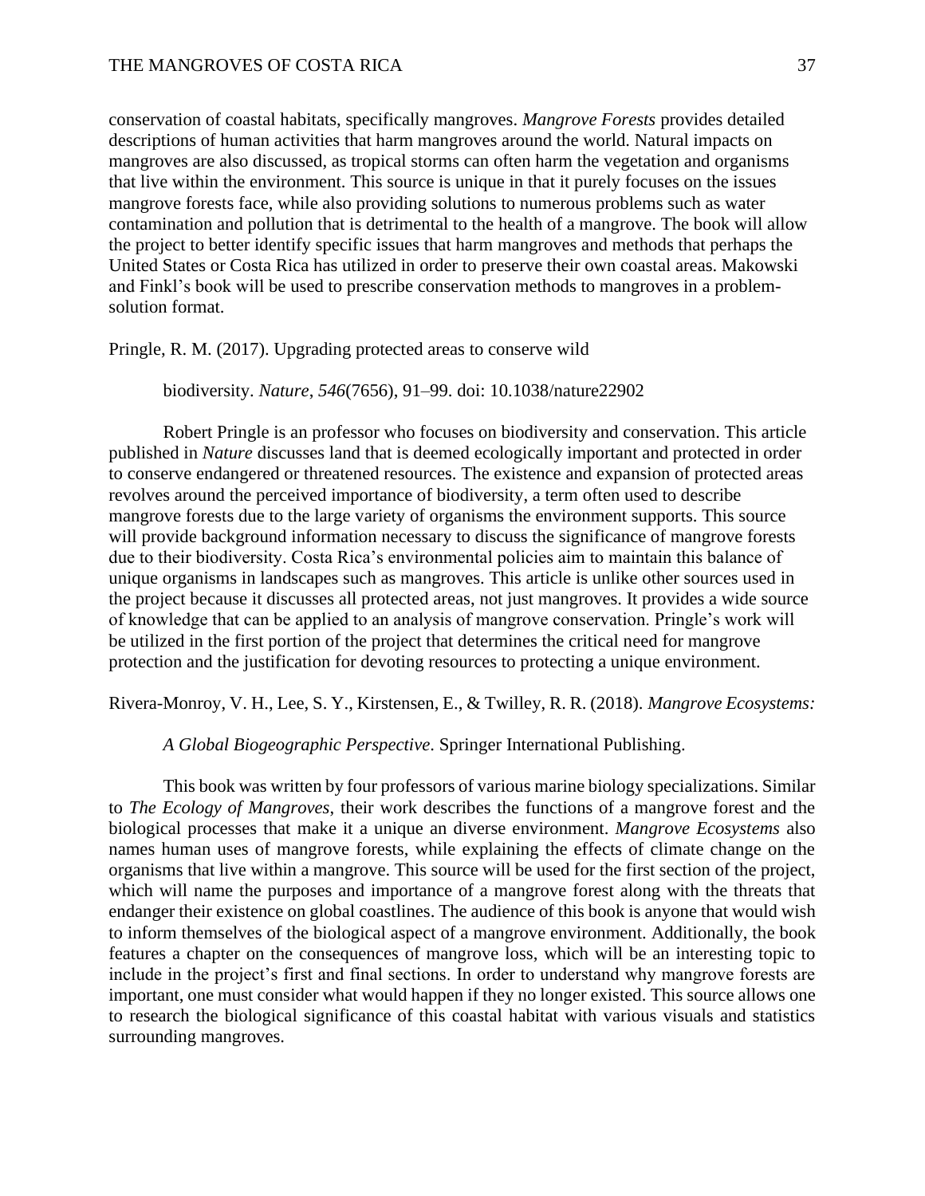conservation of coastal habitats, specifically mangroves. *Mangrove Forests* provides detailed descriptions of human activities that harm mangroves around the world. Natural impacts on mangroves are also discussed, as tropical storms can often harm the vegetation and organisms that live within the environment. This source is unique in that it purely focuses on the issues mangrove forests face, while also providing solutions to numerous problems such as water contamination and pollution that is detrimental to the health of a mangrove. The book will allow the project to better identify specific issues that harm mangroves and methods that perhaps the United States or Costa Rica has utilized in order to preserve their own coastal areas. Makowski and Finkl's book will be used to prescribe conservation methods to mangroves in a problem-solution format.

Pringle, R. M. (2017). Upgrading protected areas to conserve wild biodiversity. *Nature*, *546*(7656), 91–99. doi: 10.1038/nature22902

Robert Pringle is an professor who focuses on biodiversity and conservation. This article published in *Nature* discusses land that is deemed ecologically important and protected in order to conserve endangered or threatened resources. The existence and expansion of protected areas revolves around the perceived importance of biodiversity, a term often used to describe mangrove forests due to the large variety of organisms the environment supports. This source will provide background information necessary to discuss the significance of mangrove forests due to their biodiversity. Costa Rica's environmental policies aim to maintain this balance of unique organisms in landscapes such as mangroves. This article is unlike other sources used in the project because it discusses all protected areas, not just mangroves. It provides a wide source of knowledge that can be applied to an analysis of mangrove conservation. Pringle's work will be utilized in the first portion of the project that determines the critical need for mangrove protection and the justification for devoting resources to protecting a unique environment.

Rivera-Monroy, V. H., Lee, S. Y., Kirstensen, E., & Twilley, R. R. (2018). *Mangrove Ecosystems: A Global Biogeographic Perspective*. Springer International Publishing.

This book was written by four professors of various marine biology specializations. Similar to *The Ecology of Mangroves*, their work describes the functions of a mangrove forest and the biological processes that make it a unique an diverse environment. *Mangrove Ecosystems* also names human uses of mangrove forests, while explaining the effects of climate change on the organisms that live within a mangrove. This source will be used for the first section of the project, which will name the purposes and importance of a mangrove forest along with the threats that endanger their existence on global coastlines. The audience of this book is anyone that would wish to inform themselves of the biological aspect of a mangrove environment. Additionally, the book features a chapter on the consequences of mangrove loss, which will be an interesting topic to include in the project's first and final sections. In order to understand why mangrove forests are important, one must consider what would happen if they no longer existed. This source allows one to research the biological significance of this coastal habitat with various visuals and statistics surrounding mangroves.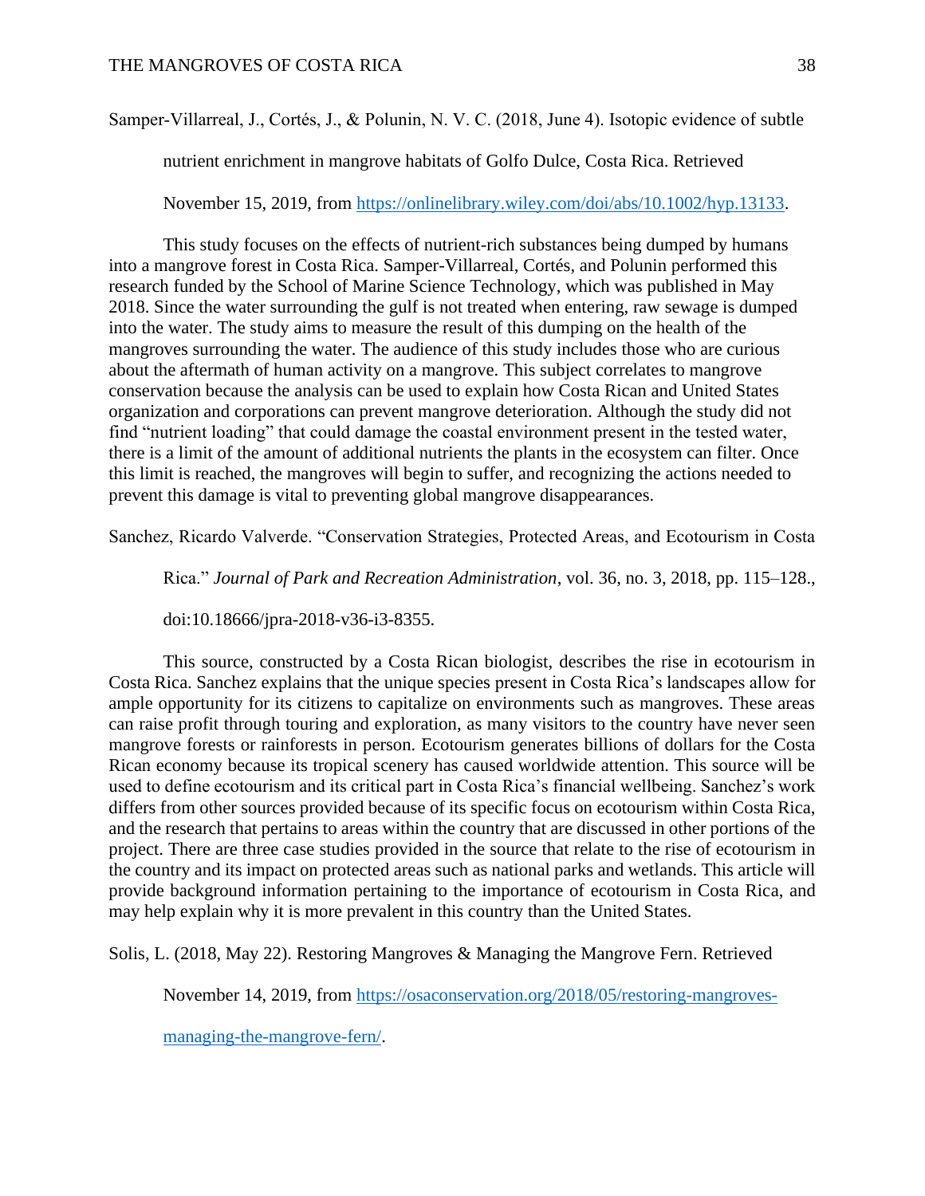Samper-Villarreal, J., Cortés, J., & Polunin, N. V. C. (2018, June 4). Isotopic evidence of subtle nutrient enrichment in mangrove habitats of Golfo Dulce, Costa Rica. Retrieved November 15, 2019, from https://onlinelibrary.wiley.com/doi/abs/10.1002/hyp.13133.

This study focuses on the effects of nutrient-rich substances being dumped by humans into a mangrove forest in Costa Rica. Samper-Villarreal, Cortés, and Polunin performed this research funded by the School of Marine Science Technology, which was published in May 2018. Since the water surrounding the gulf is not treated when entering, raw sewage is dumped into the water. The study aims to measure the result of this dumping on the health of the mangroves surrounding the water. The audience of this study includes those who are curious about the aftermath of human activity on a mangrove. This subject correlates to mangrove conservation because the analysis can be used to explain how Costa Rican and United States organization and corporations can prevent mangrove deterioration. Although the study did not find "nutrient loading" that could damage the coastal environment present in the tested water, there is a limit of the amount of additional nutrients the plants in the ecosystem can filter. Once this limit is reached, the mangroves will begin to suffer, and recognizing the actions needed to prevent this damage is vital to preventing global mangrove disappearances.

Sanchez, Ricardo Valverde. "Conservation Strategies, Protected Areas, and Ecotourism in Costa Rica." *Journal of Park and Recreation Administration*, vol. 36, no. 3, 2018, pp. 115–128., doi:10.18666/jpra-2018-v36-i3-8355.

This source, constructed by a Costa Rican biologist, describes the rise in ecotourism in Costa Rica. Sanchez explains that the unique species present in Costa Rica's landscapes allow for ample opportunity for its citizens to capitalize on environments such as mangroves. These areas can raise profit through touring and exploration, as many visitors to the country have never seen mangrove forests or rainforests in person. Ecotourism generates billions of dollars for the Costa Rican economy because its tropical scenery has caused worldwide attention. This source will be used to define ecotourism and its critical part in Costa Rica's financial wellbeing. Sanchez's work differs from other sources provided because of its specific focus on ecotourism within Costa Rica, and the research that pertains to areas within the country that are discussed in other portions of the project. There are three case studies provided in the source that relate to the rise of ecotourism in the country and its impact on protected areas such as national parks and wetlands. This article will provide background information pertaining to the importance of ecotourism in Costa Rica, and may help explain why it is more prevalent in this country than the United States.

Solis, L. (2018, May 22). Restoring Mangroves & Managing the Mangrove Fern. Retrieved November 14, 2019, from https://osaconservation.org/2018/05/restoring-mangroves-managing-the-mangrove-fern/.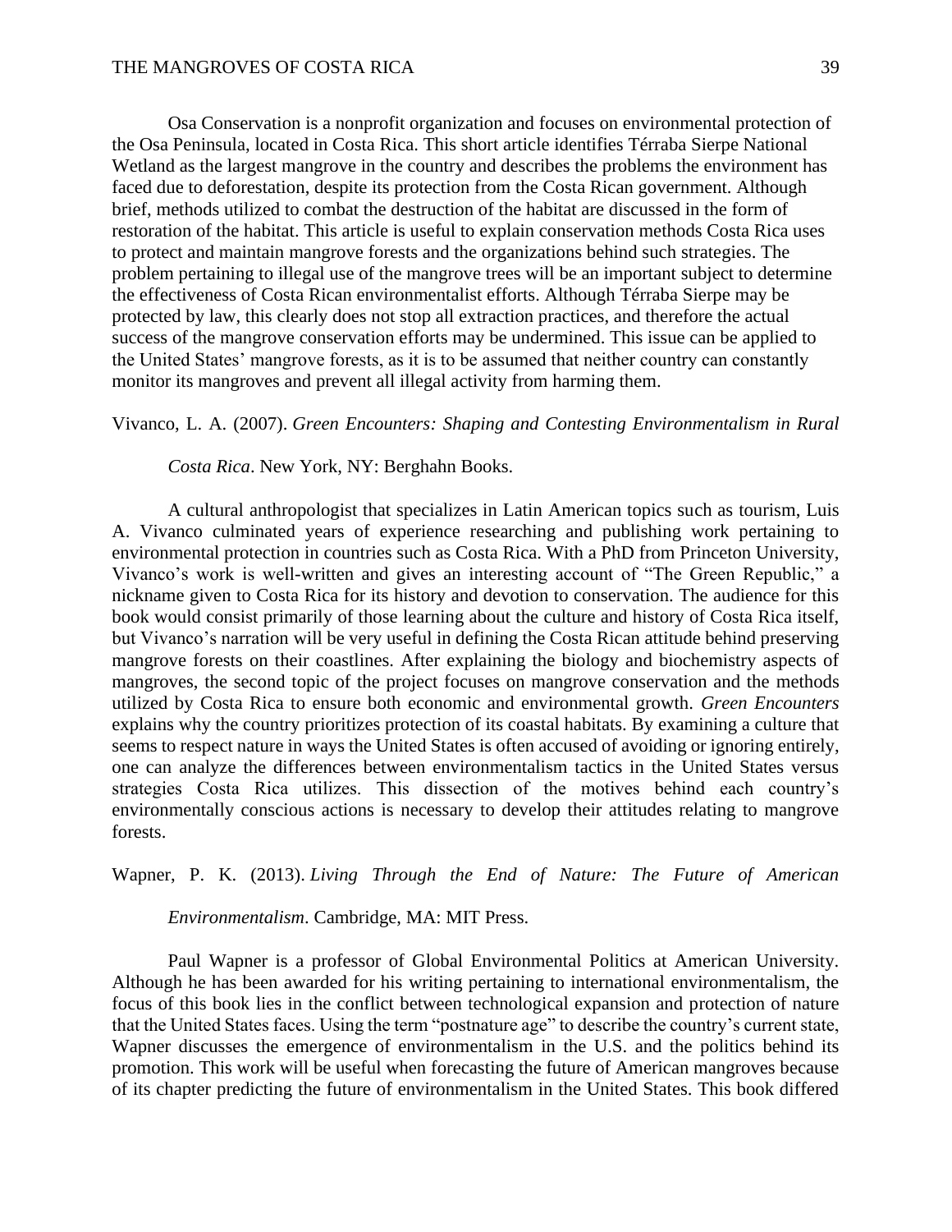Osa Conservation is a nonprofit organization and focuses on environmental protection of the Osa Peninsula, located in Costa Rica. This short article identifies Térraba Sierpe National Wetland as the largest mangrove in the country and describes the problems the environment has faced due to deforestation, despite its protection from the Costa Rican government. Although brief, methods utilized to combat the destruction of the habitat are discussed in the form of restoration of the habitat. This article is useful to explain conservation methods Costa Rica uses to protect and maintain mangrove forests and the organizations behind such strategies. The problem pertaining to illegal use of the mangrove trees will be an important subject to determine the effectiveness of Costa Rican environmentalist efforts. Although Térraba Sierpe may be protected by law, this clearly does not stop all extraction practices, and therefore the actual success of the mangrove conservation efforts may be undermined. This issue can be applied to the United States' mangrove forests, as it is to be assumed that neither country can constantly monitor its mangroves and prevent all illegal activity from harming them.

Vivanco, L. A. (2007). *Green Encounters: Shaping and Contesting Environmentalism in Rural Costa Rica*. New York, NY: Berghahn Books.

A cultural anthropologist that specializes in Latin American topics such as tourism, Luis A. Vivanco culminated years of experience researching and publishing work pertaining to environmental protection in countries such as Costa Rica. With a PhD from Princeton University, Vivanco's work is well-written and gives an interesting account of "The Green Republic," a nickname given to Costa Rica for its history and devotion to conservation. The audience for this book would consist primarily of those learning about the culture and history of Costa Rica itself, but Vivanco's narration will be very useful in defining the Costa Rican attitude behind preserving mangrove forests on their coastlines. After explaining the biology and biochemistry aspects of mangroves, the second topic of the project focuses on mangrove conservation and the methods utilized by Costa Rica to ensure both economic and environmental growth. *Green Encounters* explains why the country prioritizes protection of its coastal habitats. By examining a culture that seems to respect nature in ways the United States is often accused of avoiding or ignoring entirely, one can analyze the differences between environmentalism tactics in the United States versus strategies Costa Rica utilizes. This dissection of the motives behind each country's environmentally conscious actions is necessary to develop their attitudes relating to mangrove forests.

Wapner, P. K. (2013). *Living Through the End of Nature: The Future of American Environmentalism*. Cambridge, MA: MIT Press.

Paul Wapner is a professor of Global Environmental Politics at American University. Although he has been awarded for his writing pertaining to international environmentalism, the focus of this book lies in the conflict between technological expansion and protection of nature that the United States faces. Using the term "postnature age" to describe the country's current state, Wapner discusses the emergence of environmentalism in the U.S. and the politics behind its promotion. This work will be useful when forecasting the future of American mangroves because of its chapter predicting the future of environmentalism in the United States. This book differed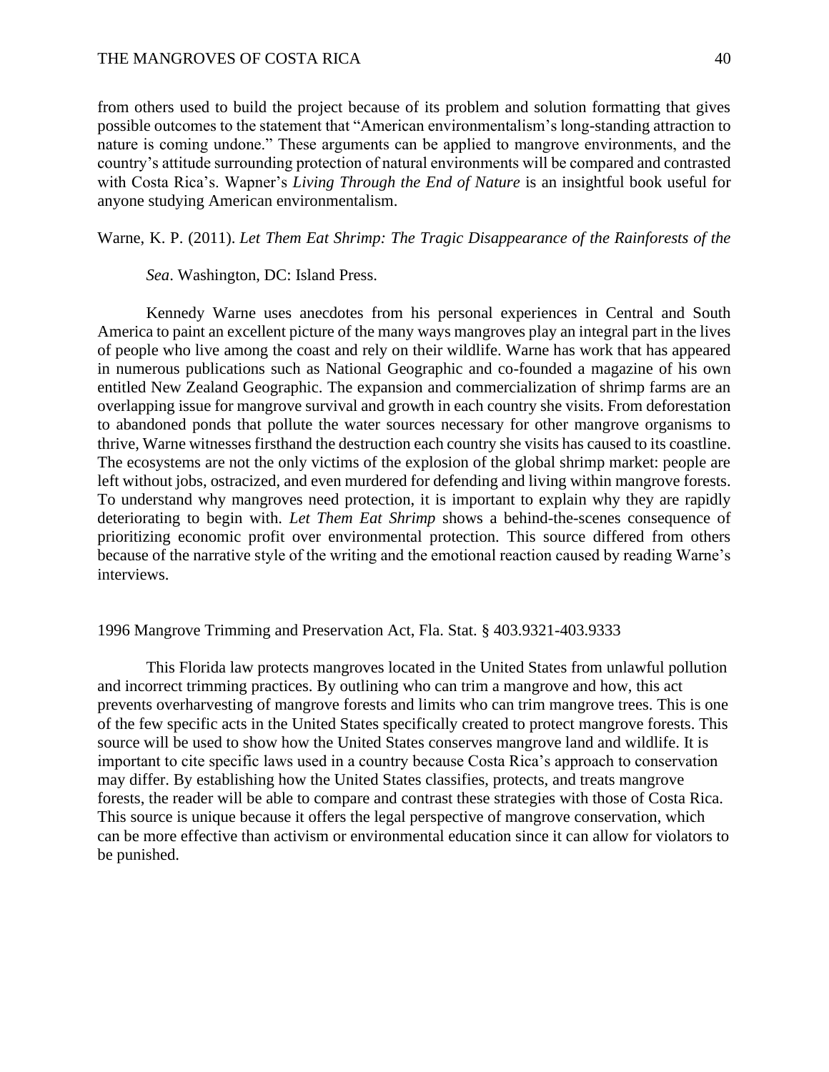from others used to build the project because of its problem and solution formatting that gives possible outcomes to the statement that "American environmentalism's long-standing attraction to nature is coming undone." These arguments can be applied to mangrove environments, and the country's attitude surrounding protection of natural environments will be compared and contrasted with Costa Rica's. Wapner's *Living Through the End of Nature* is an insightful book useful for anyone studying American environmentalism.

Warne, K. P. (2011). *Let Them Eat Shrimp: The Tragic Disappearance of the Rainforests of the Sea*. Washington, DC: Island Press.

Kennedy Warne uses anecdotes from his personal experiences in Central and South America to paint an excellent picture of the many ways mangroves play an integral part in the lives of people who live among the coast and rely on their wildlife. Warne has work that has appeared in numerous publications such as National Geographic and co-founded a magazine of his own entitled New Zealand Geographic. The expansion and commercialization of shrimp farms are an overlapping issue for mangrove survival and growth in each country she visits. From deforestation to abandoned ponds that pollute the water sources necessary for other mangrove organisms to thrive, Warne witnesses firsthand the destruction each country she visits has caused to its coastline. The ecosystems are not the only victims of the explosion of the global shrimp market: people are left without jobs, ostracized, and even murdered for defending and living within mangrove forests. To understand why mangroves need protection, it is important to explain why they are rapidly deteriorating to begin with. *Let Them Eat Shrimp* shows a behind-the-scenes consequence of prioritizing economic profit over environmental protection. This source differed from others because of the narrative style of the writing and the emotional reaction caused by reading Warne's interviews.

1996 Mangrove Trimming and Preservation Act, Fla. Stat. § 403.9321-403.9333

This Florida law protects mangroves located in the United States from unlawful pollution and incorrect trimming practices. By outlining who can trim a mangrove and how, this act prevents overharvesting of mangrove forests and limits who can trim mangrove trees. This is one of the few specific acts in the United States specifically created to protect mangrove forests. This source will be used to show how the United States conserves mangrove land and wildlife. It is important to cite specific laws used in a country because Costa Rica's approach to conservation may differ. By establishing how the United States classifies, protects, and treats mangrove forests, the reader will be able to compare and contrast these strategies with those of Costa Rica. This source is unique because it offers the legal perspective of mangrove conservation, which can be more effective than activism or environmental education since it can allow for violators to be punished.